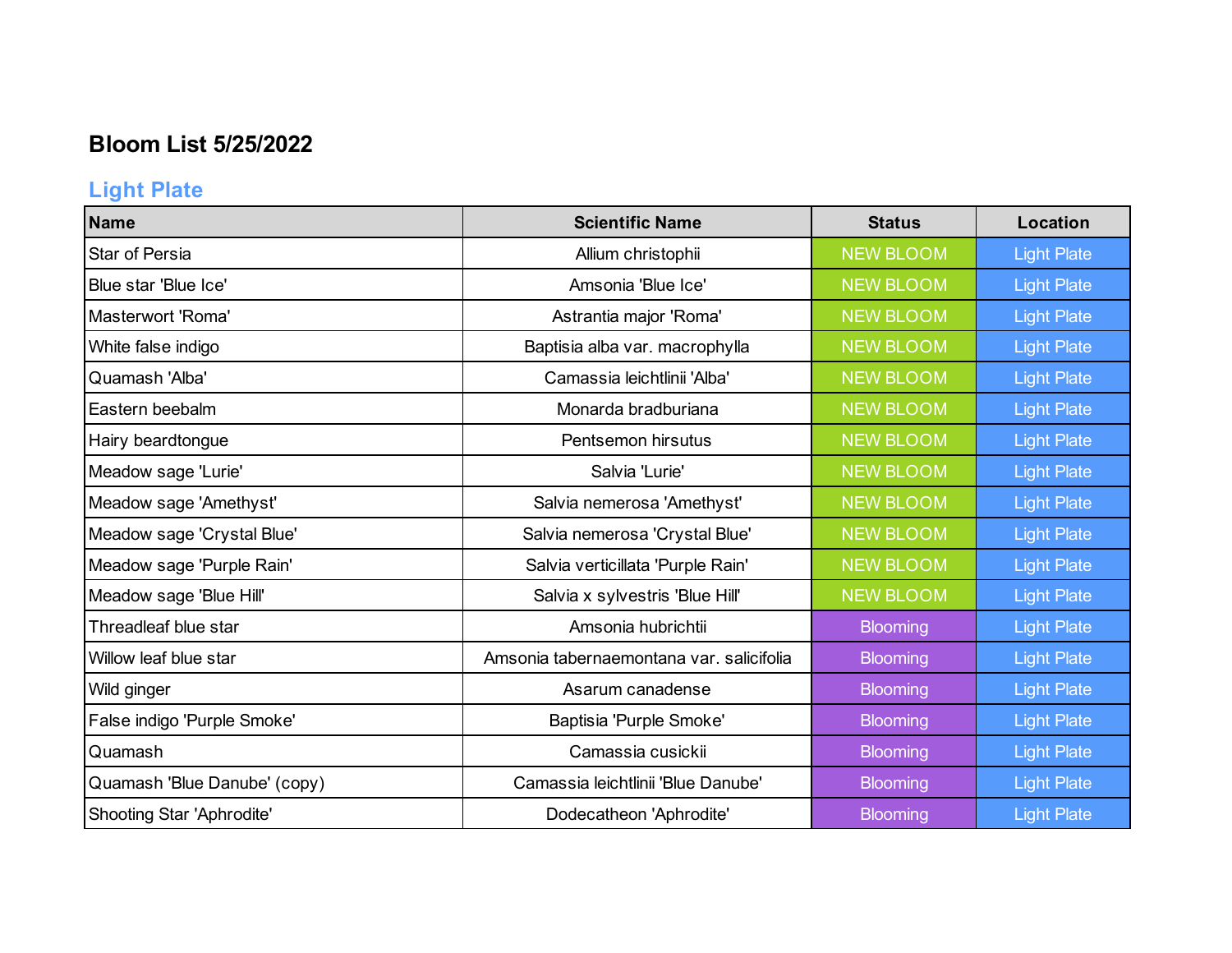# Bloom List 5/25/2022

## Light Plate

| Name | Scientific Name | Status | Location |
|---|---|---|---|
| Star of Persia | Allium christophii | NEW BLOOM | Light Plate |
| Blue star 'Blue Ice' | Amsonia 'Blue Ice' | NEW BLOOM | Light Plate |
| Masterwort 'Roma' | Astrantia major 'Roma' | NEW BLOOM | Light Plate |
| White false indigo | Baptisia alba var. macrophylla | NEW BLOOM | Light Plate |
| Quamash 'Alba' | Camassia leichtlinii 'Alba' | NEW BLOOM | Light Plate |
| Eastern beebalm | Monarda bradburiana | NEW BLOOM | Light Plate |
| Hairy beardtongue | Pentsemon hirsutus | NEW BLOOM | Light Plate |
| Meadow sage 'Lurie' | Salvia 'Lurie' | NEW BLOOM | Light Plate |
| Meadow sage 'Amethyst' | Salvia nemerosa 'Amethyst' | NEW BLOOM | Light Plate |
| Meadow sage 'Crystal Blue' | Salvia nemerosa 'Crystal Blue' | NEW BLOOM | Light Plate |
| Meadow sage 'Purple Rain' | Salvia verticillata 'Purple Rain' | NEW BLOOM | Light Plate |
| Meadow sage 'Blue Hill' | Salvia x sylvestris 'Blue Hill' | NEW BLOOM | Light Plate |
| Threadleaf blue star | Amsonia hubrichtii | Blooming | Light Plate |
| Willow leaf blue star | Amsonia tabernaemontana var. salicifolia | Blooming | Light Plate |
| Wild ginger | Asarum canadense | Blooming | Light Plate |
| False indigo 'Purple Smoke' | Baptisia 'Purple Smoke' | Blooming | Light Plate |
| Quamash | Camassia cusickii | Blooming | Light Plate |
| Quamash 'Blue Danube' (copy) | Camassia leichtlinii 'Blue Danube' | Blooming | Light Plate |
| Shooting Star 'Aphrodite' | Dodecatheon 'Aphrodite' | Blooming | Light Plate |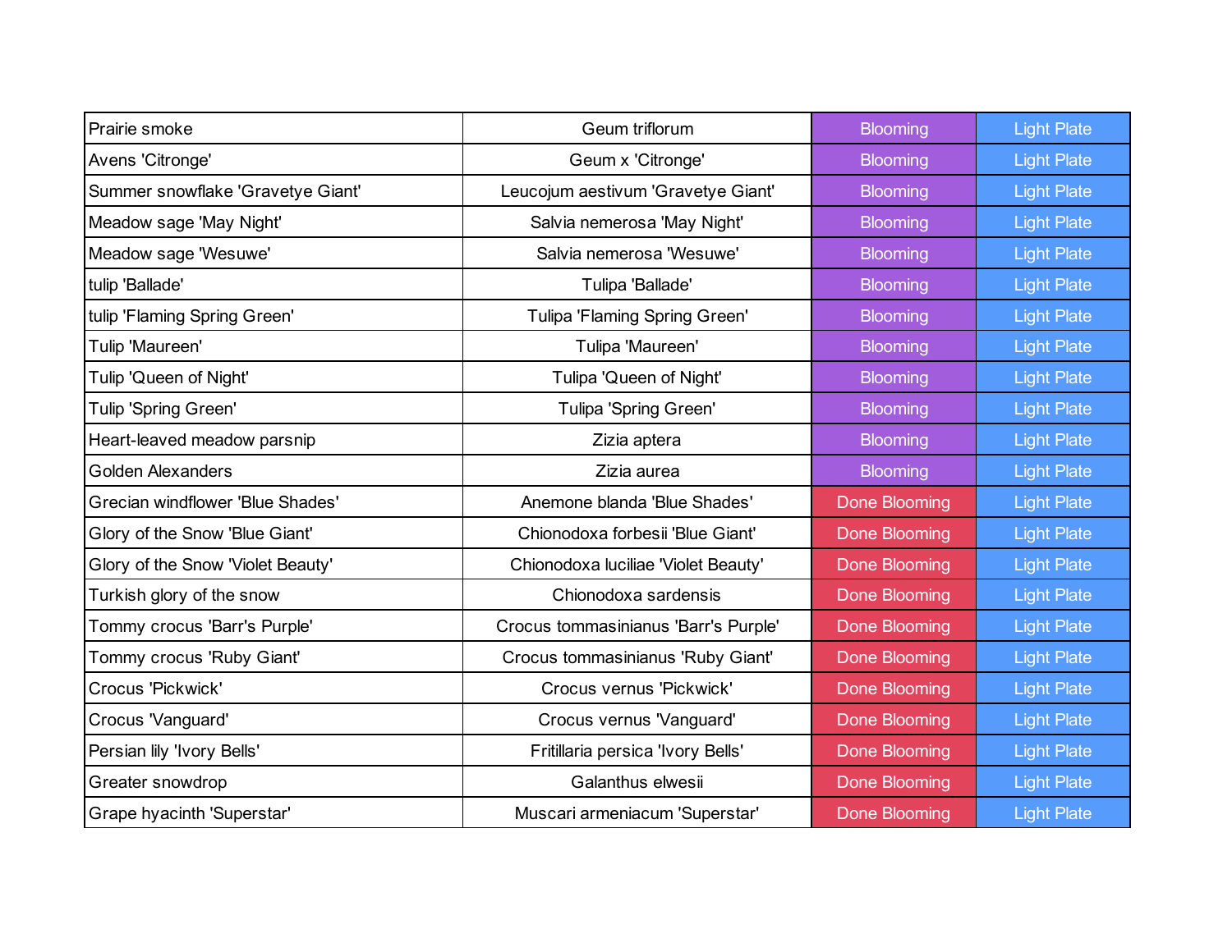| | | | |
|---|---|---|---|
| Prairie smoke | Geum triflorum | Blooming | Light Plate |
| Avens 'Citronge' | Geum x 'Citronge' | Blooming | Light Plate |
| Summer snowflake 'Gravetye Giant' | Leucojum aestivum 'Gravetye Giant' | Blooming | Light Plate |
| Meadow sage 'May Night' | Salvia nemerosa 'May Night' | Blooming | Light Plate |
| Meadow sage 'Wesuwe' | Salvia nemerosa 'Wesuwe' | Blooming | Light Plate |
| tulip 'Ballade' | Tulipa 'Ballade' | Blooming | Light Plate |
| tulip 'Flaming Spring Green' | Tulipa 'Flaming Spring Green' | Blooming | Light Plate |
| Tulip 'Maureen' | Tulipa 'Maureen' | Blooming | Light Plate |
| Tulip 'Queen of Night' | Tulipa 'Queen of Night' | Blooming | Light Plate |
| Tulip 'Spring Green' | Tulipa 'Spring Green' | Blooming | Light Plate |
| Heart-leaved meadow parsnip | Zizia aptera | Blooming | Light Plate |
| Golden Alexanders | Zizia aurea | Blooming | Light Plate |
| Grecian windflower 'Blue Shades' | Anemone blanda 'Blue Shades' | Done Blooming | Light Plate |
| Glory of the Snow 'Blue Giant' | Chionodoxa forbesii 'Blue Giant' | Done Blooming | Light Plate |
| Glory of the Snow 'Violet Beauty' | Chionodoxa luciliae 'Violet Beauty' | Done Blooming | Light Plate |
| Turkish glory of the snow | Chionodoxa sardensis | Done Blooming | Light Plate |
| Tommy crocus 'Barr's Purple' | Crocus tommasinianus 'Barr's Purple' | Done Blooming | Light Plate |
| Tommy crocus 'Ruby Giant' | Crocus tommasinianus 'Ruby Giant' | Done Blooming | Light Plate |
| Crocus 'Pickwick' | Crocus vernus 'Pickwick' | Done Blooming | Light Plate |
| Crocus 'Vanguard' | Crocus vernus 'Vanguard' | Done Blooming | Light Plate |
| Persian lily 'Ivory Bells' | Fritillaria persica 'Ivory Bells' | Done Blooming | Light Plate |
| Greater snowdrop | Galanthus elwesii | Done Blooming | Light Plate |
| Grape hyacinth 'Superstar' | Muscari armeniacum 'Superstar' | Done Blooming | Light Plate |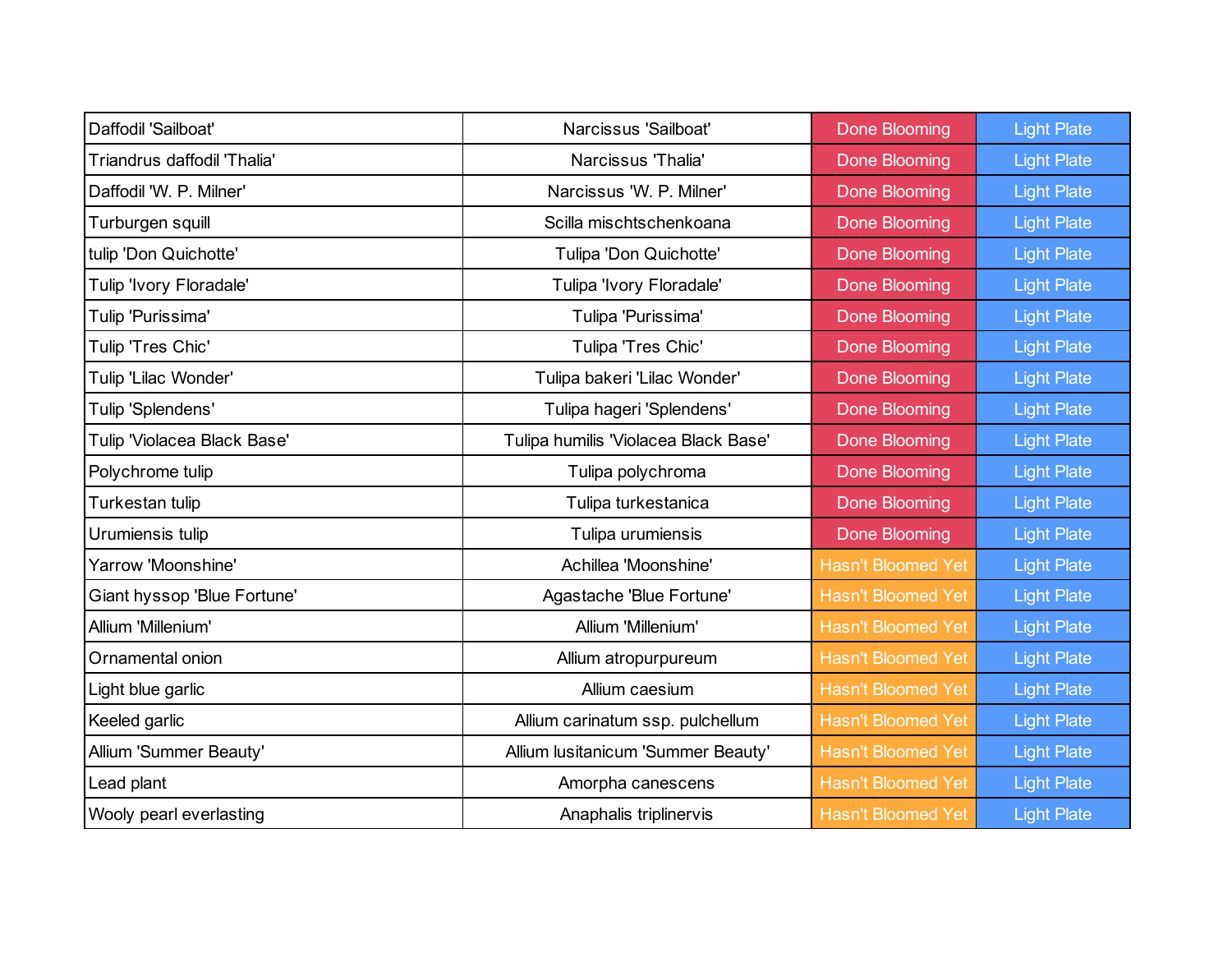| | | | |
|---|---|---|---|
| Daffodil 'Sailboat' | Narcissus 'Sailboat' | Done Blooming | Light Plate |
| Triandrus daffodil 'Thalia' | Narcissus 'Thalia' | Done Blooming | Light Plate |
| Daffodil 'W. P. Milner' | Narcissus 'W. P. Milner' | Done Blooming | Light Plate |
| Turburgen squill | Scilla mischtschenkoana | Done Blooming | Light Plate |
| tulip 'Don Quichotte' | Tulipa 'Don Quichotte' | Done Blooming | Light Plate |
| Tulip 'Ivory Floradale' | Tulipa 'Ivory Floradale' | Done Blooming | Light Plate |
| Tulip 'Purissima' | Tulipa 'Purissima' | Done Blooming | Light Plate |
| Tulip 'Tres Chic' | Tulipa 'Tres Chic' | Done Blooming | Light Plate |
| Tulip 'Lilac Wonder' | Tulipa bakeri 'Lilac Wonder' | Done Blooming | Light Plate |
| Tulip 'Splendens' | Tulipa hageri 'Splendens' | Done Blooming | Light Plate |
| Tulip 'Violacea Black Base' | Tulipa humilis 'Violacea Black Base' | Done Blooming | Light Plate |
| Polychrome tulip | Tulipa polychroma | Done Blooming | Light Plate |
| Turkestan tulip | Tulipa turkestanica | Done Blooming | Light Plate |
| Urumiensis tulip | Tulipa urumiensis | Done Blooming | Light Plate |
| Yarrow 'Moonshine' | Achillea 'Moonshine' | Hasn't Bloomed Yet | Light Plate |
| Giant hyssop 'Blue Fortune' | Agastache 'Blue Fortune' | Hasn't Bloomed Yet | Light Plate |
| Allium 'Millenium' | Allium 'Millenium' | Hasn't Bloomed Yet | Light Plate |
| Ornamental onion | Allium atropurpureum | Hasn't Bloomed Yet | Light Plate |
| Light blue garlic | Allium caesium | Hasn't Bloomed Yet | Light Plate |
| Keeled garlic | Allium carinatum ssp. pulchellum | Hasn't Bloomed Yet | Light Plate |
| Allium 'Summer Beauty' | Allium lusitanicum 'Summer Beauty' | Hasn't Bloomed Yet | Light Plate |
| Lead plant | Amorpha canescens | Hasn't Bloomed Yet | Light Plate |
| Wooly pearl everlasting | Anaphalis triplinervis | Hasn't Bloomed Yet | Light Plate |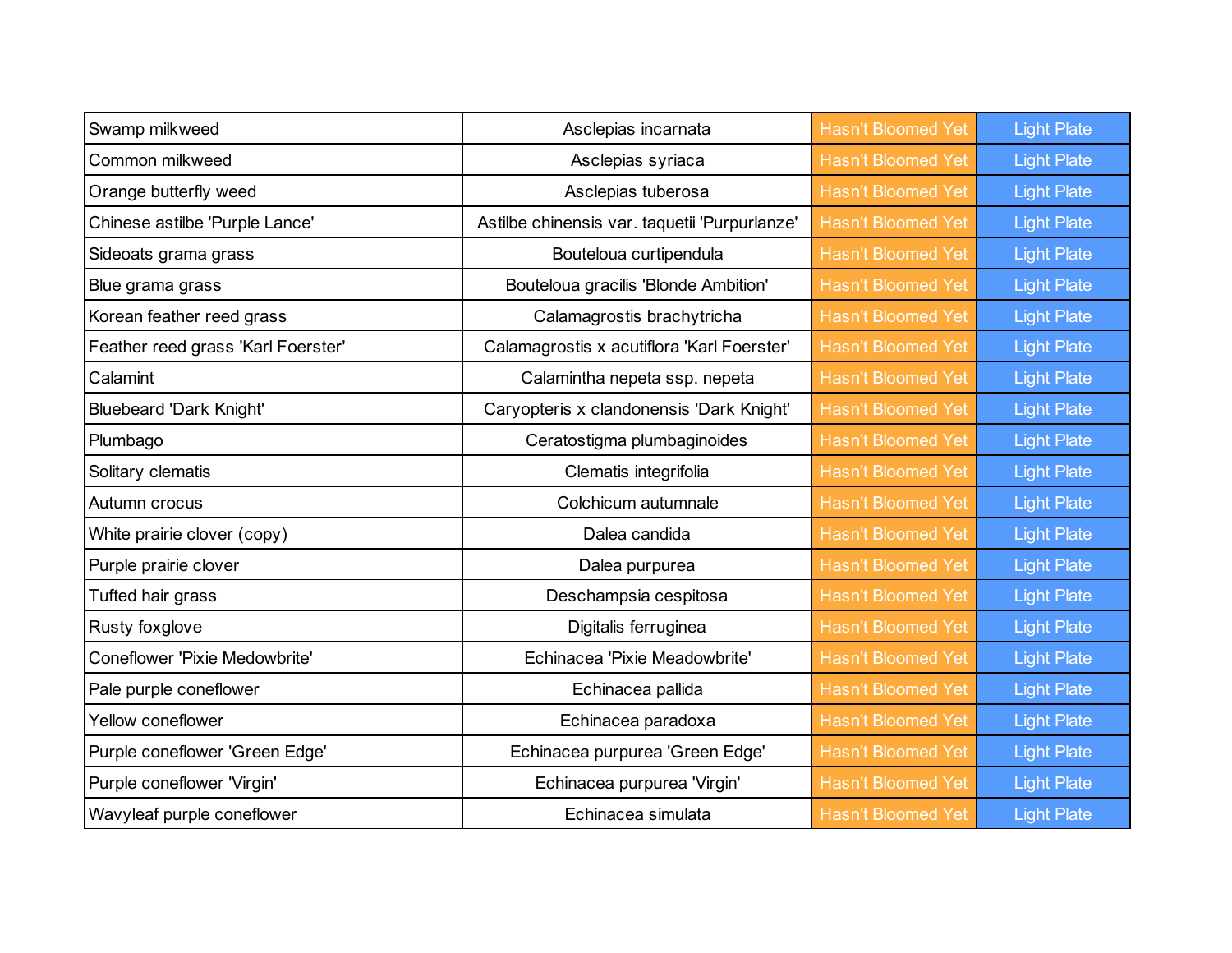| | | | |
|---|---|---|---|
| Swamp milkweed | Asclepias incarnata | Hasn't Bloomed Yet | Light Plate |
| Common milkweed | Asclepias syriaca | Hasn't Bloomed Yet | Light Plate |
| Orange butterfly weed | Asclepias tuberosa | Hasn't Bloomed Yet | Light Plate |
| Chinese astilbe 'Purple Lance' | Astilbe chinensis var. taquetii 'Purpurlanze' | Hasn't Bloomed Yet | Light Plate |
| Sideoats grama grass | Bouteloua curtipendula | Hasn't Bloomed Yet | Light Plate |
| Blue grama grass | Bouteloua gracilis 'Blonde Ambition' | Hasn't Bloomed Yet | Light Plate |
| Korean feather reed grass | Calamagrostis brachytricha | Hasn't Bloomed Yet | Light Plate |
| Feather reed grass 'Karl Foerster' | Calamagrostis x acutiflora 'Karl Foerster' | Hasn't Bloomed Yet | Light Plate |
| Calamint | Calamintha nepeta ssp. nepeta | Hasn't Bloomed Yet | Light Plate |
| Bluebeard 'Dark Knight' | Caryopteris x clandonensis 'Dark Knight' | Hasn't Bloomed Yet | Light Plate |
| Plumbago | Ceratostigma plumbaginoides | Hasn't Bloomed Yet | Light Plate |
| Solitary clematis | Clematis integrifolia | Hasn't Bloomed Yet | Light Plate |
| Autumn crocus | Colchicum autumnale | Hasn't Bloomed Yet | Light Plate |
| White prairie clover (copy) | Dalea candida | Hasn't Bloomed Yet | Light Plate |
| Purple prairie clover | Dalea purpurea | Hasn't Bloomed Yet | Light Plate |
| Tufted hair grass | Deschampsia cespitosa | Hasn't Bloomed Yet | Light Plate |
| Rusty foxglove | Digitalis ferruginea | Hasn't Bloomed Yet | Light Plate |
| Coneflower 'Pixie Medowbrite' | Echinacea 'Pixie Meadowbrite' | Hasn't Bloomed Yet | Light Plate |
| Pale purple coneflower | Echinacea pallida | Hasn't Bloomed Yet | Light Plate |
| Yellow coneflower | Echinacea paradoxa | Hasn't Bloomed Yet | Light Plate |
| Purple coneflower 'Green Edge' | Echinacea purpurea 'Green Edge' | Hasn't Bloomed Yet | Light Plate |
| Purple coneflower 'Virgin' | Echinacea purpurea 'Virgin' | Hasn't Bloomed Yet | Light Plate |
| Wavyleaf purple coneflower | Echinacea simulata | Hasn't Bloomed Yet | Light Plate |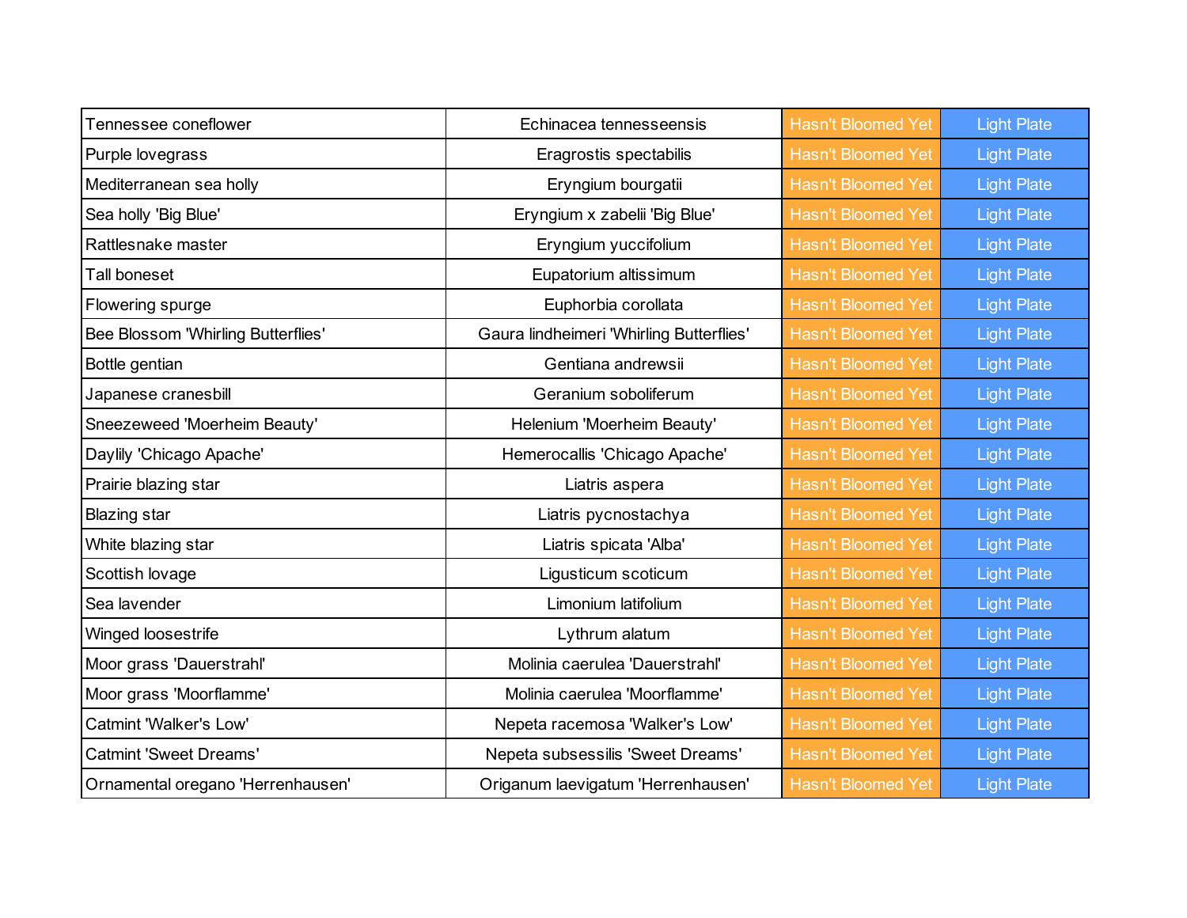| | | | |
|---|---|---|---|
| Tennessee coneflower | Echinacea tennesseensis | Hasn't Bloomed Yet | Light Plate |
| Purple lovegrass | Eragrostis spectabilis | Hasn't Bloomed Yet | Light Plate |
| Mediterranean sea holly | Eryngium bourgatii | Hasn't Bloomed Yet | Light Plate |
| Sea holly 'Big Blue' | Eryngium x zabelii 'Big Blue' | Hasn't Bloomed Yet | Light Plate |
| Rattlesnake master | Eryngium yuccifolium | Hasn't Bloomed Yet | Light Plate |
| Tall boneset | Eupatorium altissimum | Hasn't Bloomed Yet | Light Plate |
| Flowering spurge | Euphorbia corollata | Hasn't Bloomed Yet | Light Plate |
| Bee Blossom 'Whirling Butterflies' | Gaura lindheimeri 'Whirling Butterflies' | Hasn't Bloomed Yet | Light Plate |
| Bottle gentian | Gentiana andrewsii | Hasn't Bloomed Yet | Light Plate |
| Japanese cranesbill | Geranium soboliferum | Hasn't Bloomed Yet | Light Plate |
| Sneezeweed 'Moerheim Beauty' | Helenium 'Moerheim Beauty' | Hasn't Bloomed Yet | Light Plate |
| Daylily 'Chicago Apache' | Hemerocallis 'Chicago Apache' | Hasn't Bloomed Yet | Light Plate |
| Prairie blazing star | Liatris aspera | Hasn't Bloomed Yet | Light Plate |
| Blazing star | Liatris pycnostachya | Hasn't Bloomed Yet | Light Plate |
| White blazing star | Liatris spicata 'Alba' | Hasn't Bloomed Yet | Light Plate |
| Scottish lovage | Ligusticum scoticum | Hasn't Bloomed Yet | Light Plate |
| Sea lavender | Limonium latifolium | Hasn't Bloomed Yet | Light Plate |
| Winged loosestrife | Lythrum alatum | Hasn't Bloomed Yet | Light Plate |
| Moor grass 'Dauerstrahl' | Molinia caerulea 'Dauerstrahl' | Hasn't Bloomed Yet | Light Plate |
| Moor grass 'Moorflamme' | Molinia caerulea 'Moorflamme' | Hasn't Bloomed Yet | Light Plate |
| Catmint 'Walker's Low' | Nepeta racemosa 'Walker's Low' | Hasn't Bloomed Yet | Light Plate |
| Catmint 'Sweet Dreams' | Nepeta subsessilis 'Sweet Dreams' | Hasn't Bloomed Yet | Light Plate |
| Ornamental oregano 'Herrenhausen' | Origanum laevigatum 'Herrenhausen' | Hasn't Bloomed Yet | Light Plate |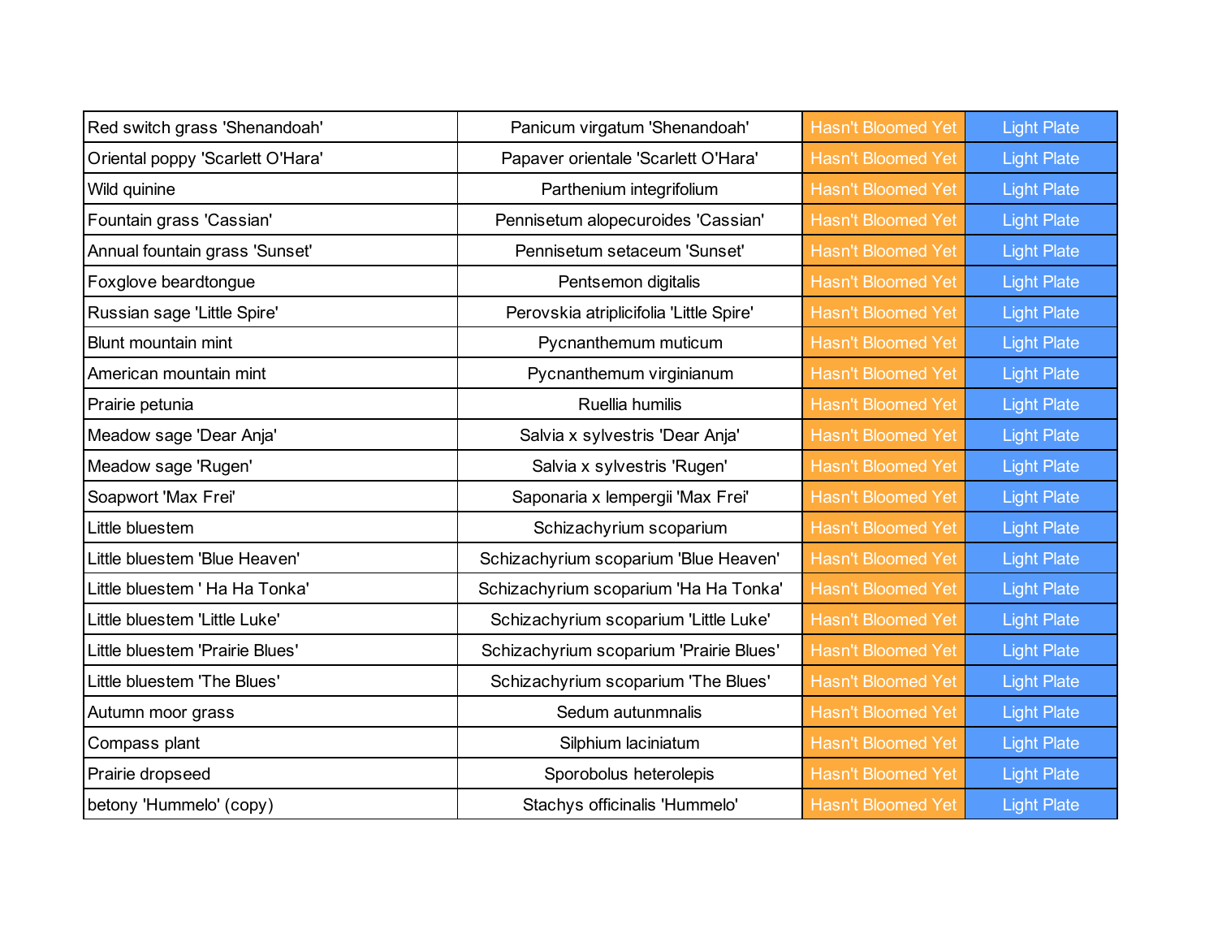| | | | |
|---|---|---|---|
| Red switch grass 'Shenandoah' | Panicum virgatum 'Shenandoah' | Hasn't Bloomed Yet | Light Plate |
| Oriental poppy 'Scarlett O'Hara' | Papaver orientale 'Scarlett O'Hara' | Hasn't Bloomed Yet | Light Plate |
| Wild quinine | Parthenium integrifolium | Hasn't Bloomed Yet | Light Plate |
| Fountain grass 'Cassian' | Pennisetum alopecuroides 'Cassian' | Hasn't Bloomed Yet | Light Plate |
| Annual fountain grass 'Sunset' | Pennisetum setaceum 'Sunset' | Hasn't Bloomed Yet | Light Plate |
| Foxglove beardtongue | Pentsemon digitalis | Hasn't Bloomed Yet | Light Plate |
| Russian sage 'Little Spire' | Perovskia atriplicifolia 'Little Spire' | Hasn't Bloomed Yet | Light Plate |
| Blunt mountain mint | Pycnanthemum muticum | Hasn't Bloomed Yet | Light Plate |
| American mountain mint | Pycnanthemum virginianum | Hasn't Bloomed Yet | Light Plate |
| Prairie petunia | Ruellia humilis | Hasn't Bloomed Yet | Light Plate |
| Meadow sage 'Dear Anja' | Salvia x sylvestris 'Dear Anja' | Hasn't Bloomed Yet | Light Plate |
| Meadow sage 'Rugen' | Salvia x sylvestris 'Rugen' | Hasn't Bloomed Yet | Light Plate |
| Soapwort 'Max Frei' | Saponaria x lempergii 'Max Frei' | Hasn't Bloomed Yet | Light Plate |
| Little bluestem | Schizachyrium scoparium | Hasn't Bloomed Yet | Light Plate |
| Little bluestem 'Blue Heaven' | Schizachyrium scoparium 'Blue Heaven' | Hasn't Bloomed Yet | Light Plate |
| Little bluestem ' Ha Ha Tonka' | Schizachyrium scoparium 'Ha Ha Tonka' | Hasn't Bloomed Yet | Light Plate |
| Little bluestem 'Little Luke' | Schizachyrium scoparium 'Little Luke' | Hasn't Bloomed Yet | Light Plate |
| Little bluestem 'Prairie Blues' | Schizachyrium scoparium 'Prairie Blues' | Hasn't Bloomed Yet | Light Plate |
| Little bluestem 'The Blues' | Schizachyrium scoparium 'The Blues' | Hasn't Bloomed Yet | Light Plate |
| Autumn moor grass | Sedum autunmnalis | Hasn't Bloomed Yet | Light Plate |
| Compass plant | Silphium laciniatum | Hasn't Bloomed Yet | Light Plate |
| Prairie dropseed | Sporobolus heterolepis | Hasn't Bloomed Yet | Light Plate |
| betony 'Hummelo' (copy) | Stachys officinalis 'Hummelo' | Hasn't Bloomed Yet | Light Plate |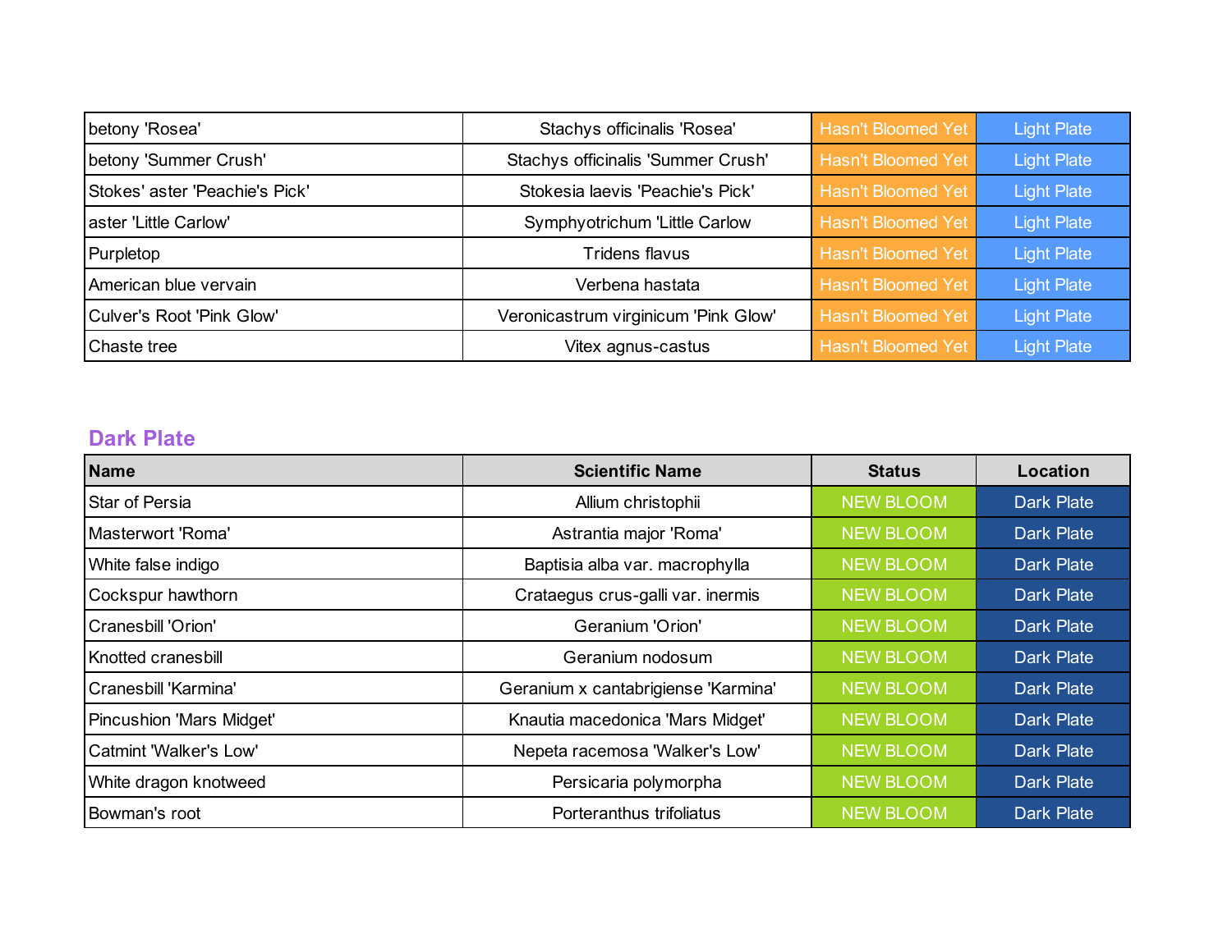| | | | |
|---|---|---|---|
| betony 'Rosea' | Stachys officinalis 'Rosea' | Hasn't Bloomed Yet | Light Plate |
| betony 'Summer Crush' | Stachys officinalis 'Summer Crush' | Hasn't Bloomed Yet | Light Plate |
| Stokes' aster 'Peachie's Pick' | Stokesia laevis 'Peachie's Pick' | Hasn't Bloomed Yet | Light Plate |
| aster 'Little Carlow' | Symphyotrichum 'Little Carlow | Hasn't Bloomed Yet | Light Plate |
| Purpletop | Tridens flavus | Hasn't Bloomed Yet | Light Plate |
| American blue vervain | Verbena hastata | Hasn't Bloomed Yet | Light Plate |
| Culver's Root 'Pink Glow' | Veronicastrum virginicum 'Pink Glow' | Hasn't Bloomed Yet | Light Plate |
| Chaste tree | Vitex agnus-castus | Hasn't Bloomed Yet | Light Plate |

## Dark Plate

| Name | Scientific Name | Status | Location |
|---|---|---|---|
| Star of Persia | Allium christophii | NEW BLOOM | Dark Plate |
| Masterwort 'Roma' | Astrantia major 'Roma' | NEW BLOOM | Dark Plate |
| White false indigo | Baptisia alba var. macrophylla | NEW BLOOM | Dark Plate |
| Cockspur hawthorn | Crataegus crus-galli var. inermis | NEW BLOOM | Dark Plate |
| Cranesbill 'Orion' | Geranium 'Orion' | NEW BLOOM | Dark Plate |
| Knotted cranesbill | Geranium nodosum | NEW BLOOM | Dark Plate |
| Cranesbill 'Karmina' | Geranium x cantabrigiense 'Karmina' | NEW BLOOM | Dark Plate |
| Pincushion 'Mars Midget' | Knautia macedonica 'Mars Midget' | NEW BLOOM | Dark Plate |
| Catmint 'Walker's Low' | Nepeta racemosa 'Walker's Low' | NEW BLOOM | Dark Plate |
| White dragon knotweed | Persicaria polymorpha | NEW BLOOM | Dark Plate |
| Bowman's root | Porteranthus trifoliatus | NEW BLOOM | Dark Plate |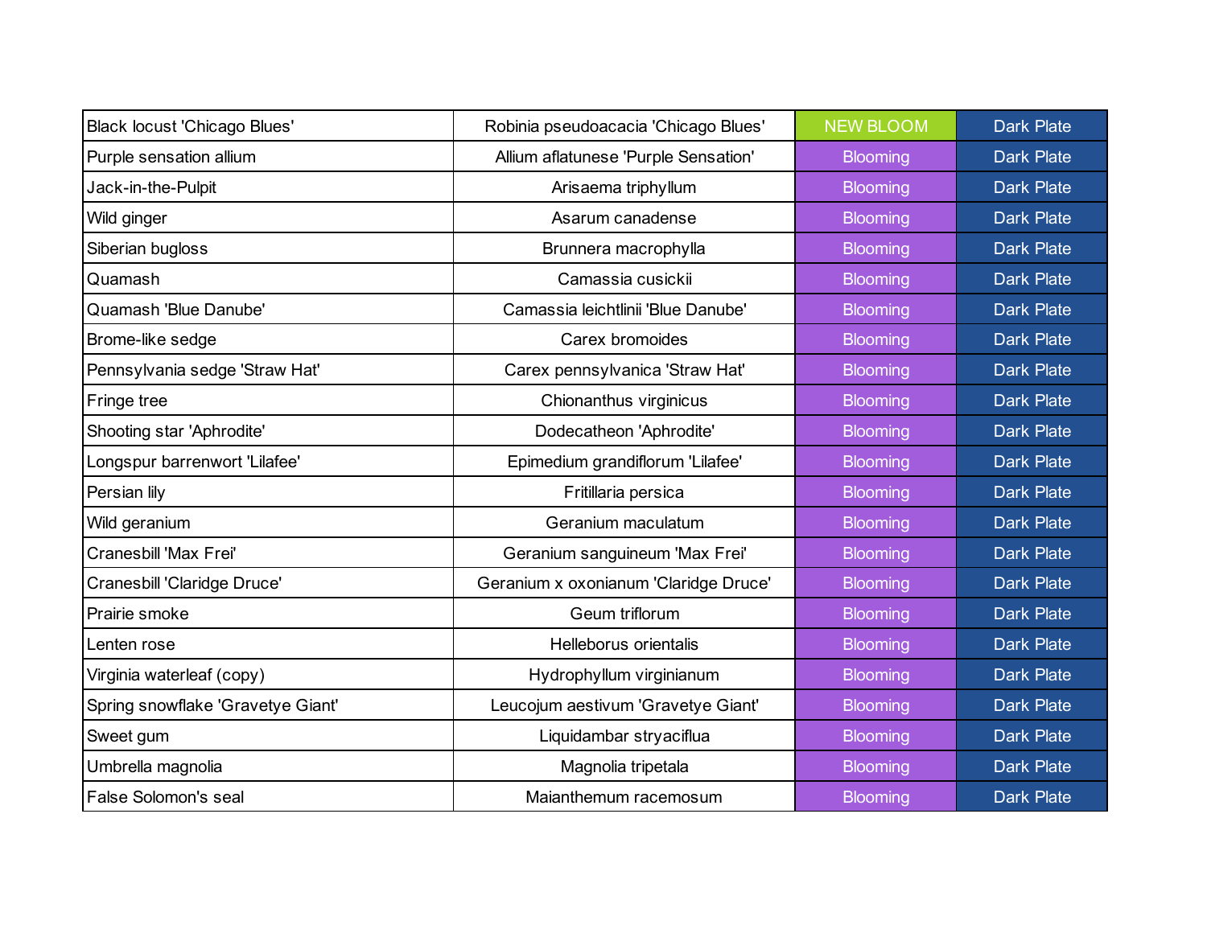| | | | |
|---|---|---|---|
| Black locust 'Chicago Blues' | Robinia pseudoacacia 'Chicago Blues' | NEW BLOOM | Dark Plate |
| Purple sensation allium | Allium aflatunese 'Purple Sensation' | Blooming | Dark Plate |
| Jack-in-the-Pulpit | Arisaema triphyllum | Blooming | Dark Plate |
| Wild ginger | Asarum canadense | Blooming | Dark Plate |
| Siberian bugloss | Brunnera macrophylla | Blooming | Dark Plate |
| Quamash | Camassia cusickii | Blooming | Dark Plate |
| Quamash 'Blue Danube' | Camassia leichtlinii 'Blue Danube' | Blooming | Dark Plate |
| Brome-like sedge | Carex bromoides | Blooming | Dark Plate |
| Pennsylvania sedge 'Straw Hat' | Carex pennsylvanica 'Straw Hat' | Blooming | Dark Plate |
| Fringe tree | Chionanthus virginicus | Blooming | Dark Plate |
| Shooting star 'Aphrodite' | Dodecatheon 'Aphrodite' | Blooming | Dark Plate |
| Longspur barrenwort 'Lilafee' | Epimedium grandiflorum 'Lilafee' | Blooming | Dark Plate |
| Persian lily | Fritillaria persica | Blooming | Dark Plate |
| Wild geranium | Geranium maculatum | Blooming | Dark Plate |
| Cranesbill 'Max Frei' | Geranium sanguineum 'Max Frei' | Blooming | Dark Plate |
| Cranesbill 'Claridge Druce' | Geranium x oxonianum 'Claridge Druce' | Blooming | Dark Plate |
| Prairie smoke | Geum triflorum | Blooming | Dark Plate |
| Lenten rose | Helleborus orientalis | Blooming | Dark Plate |
| Virginia waterleaf (copy) | Hydrophyllum virginianum | Blooming | Dark Plate |
| Spring snowflake 'Gravetye Giant' | Leucojum aestivum 'Gravetye Giant' | Blooming | Dark Plate |
| Sweet gum | Liquidambar stryaciflua | Blooming | Dark Plate |
| Umbrella magnolia | Magnolia tripetala | Blooming | Dark Plate |
| False Solomon's seal | Maianthemum racemosum | Blooming | Dark Plate |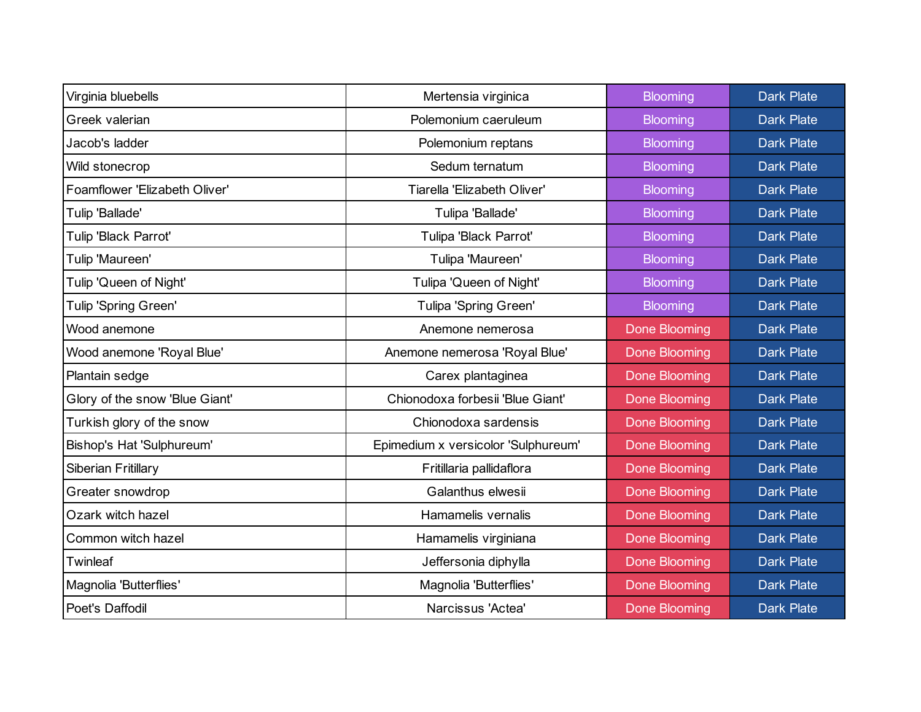| | | | |
|---|---|---|---|
| Virginia bluebells | Mertensia virginica | Blooming | Dark Plate |
| Greek valerian | Polemonium caeruleum | Blooming | Dark Plate |
| Jacob's ladder | Polemonium reptans | Blooming | Dark Plate |
| Wild stonecrop | Sedum ternatum | Blooming | Dark Plate |
| Foamflower 'Elizabeth Oliver' | Tiarella 'Elizabeth Oliver' | Blooming | Dark Plate |
| Tulip 'Ballade' | Tulipa 'Ballade' | Blooming | Dark Plate |
| Tulip 'Black Parrot' | Tulipa 'Black Parrot' | Blooming | Dark Plate |
| Tulip 'Maureen' | Tulipa 'Maureen' | Blooming | Dark Plate |
| Tulip 'Queen of Night' | Tulipa 'Queen of Night' | Blooming | Dark Plate |
| Tulip 'Spring Green' | Tulipa 'Spring Green' | Blooming | Dark Plate |
| Wood anemone | Anemone nemerosa | Done Blooming | Dark Plate |
| Wood anemone 'Royal Blue' | Anemone nemerosa 'Royal Blue' | Done Blooming | Dark Plate |
| Plantain sedge | Carex plantaginea | Done Blooming | Dark Plate |
| Glory of the snow 'Blue Giant' | Chionodoxa forbesii 'Blue Giant' | Done Blooming | Dark Plate |
| Turkish glory of the snow | Chionodoxa sardensis | Done Blooming | Dark Plate |
| Bishop's Hat 'Sulphureum' | Epimedium x versicolor 'Sulphureum' | Done Blooming | Dark Plate |
| Siberian Fritillary | Fritillaria pallidaflora | Done Blooming | Dark Plate |
| Greater snowdrop | Galanthus elwesii | Done Blooming | Dark Plate |
| Ozark witch hazel | Hamamelis vernalis | Done Blooming | Dark Plate |
| Common witch hazel | Hamamelis virginiana | Done Blooming | Dark Plate |
| Twinleaf | Jeffersonia diphylla | Done Blooming | Dark Plate |
| Magnolia 'Butterflies' | Magnolia 'Butterflies' | Done Blooming | Dark Plate |
| Poet's Daffodil | Narcissus 'Actea' | Done Blooming | Dark Plate |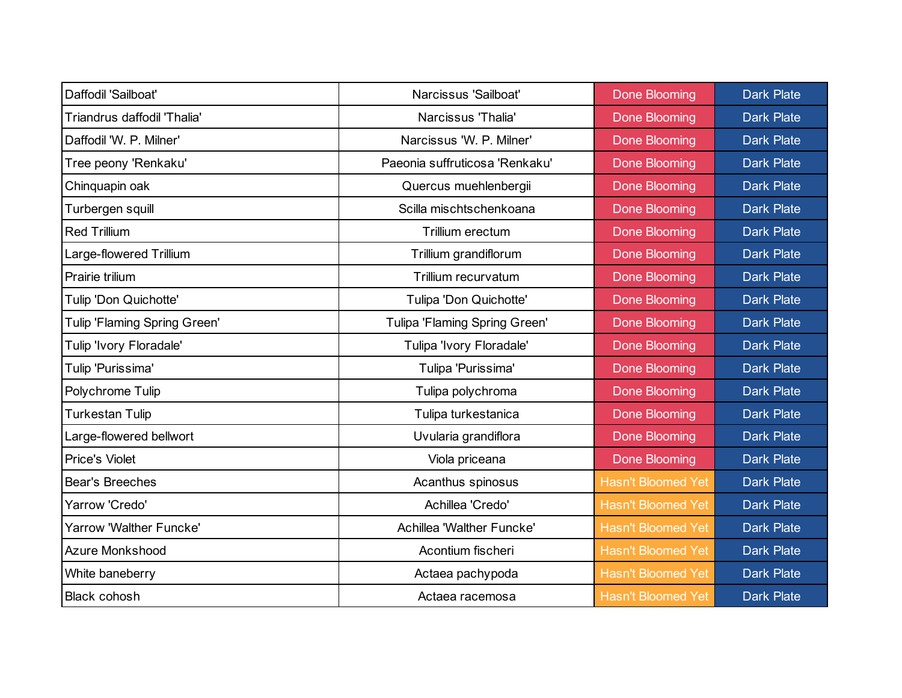| | | | |
|---|---|---|---|
| Daffodil 'Sailboat' | Narcissus 'Sailboat' | Done Blooming | Dark Plate |
| Triandrus daffodil 'Thalia' | Narcissus 'Thalia' | Done Blooming | Dark Plate |
| Daffodil 'W. P. Milner' | Narcissus 'W. P. Milner' | Done Blooming | Dark Plate |
| Tree peony 'Renkaku' | Paeonia suffruticosa 'Renkaku' | Done Blooming | Dark Plate |
| Chinquapin oak | Quercus muehlenbergii | Done Blooming | Dark Plate |
| Turbergen squill | Scilla mischtschenkoana | Done Blooming | Dark Plate |
| Red Trillium | Trillium erectum | Done Blooming | Dark Plate |
| Large-flowered Trillium | Trillium grandiflorum | Done Blooming | Dark Plate |
| Prairie trilium | Trillium recurvatum | Done Blooming | Dark Plate |
| Tulip 'Don Quichotte' | Tulipa 'Don Quichotte' | Done Blooming | Dark Plate |
| Tulip 'Flaming Spring Green' | Tulipa 'Flaming Spring Green' | Done Blooming | Dark Plate |
| Tulip 'Ivory Floradale' | Tulipa 'Ivory Floradale' | Done Blooming | Dark Plate |
| Tulip 'Purissima' | Tulipa 'Purissima' | Done Blooming | Dark Plate |
| Polychrome Tulip | Tulipa polychroma | Done Blooming | Dark Plate |
| Turkestan Tulip | Tulipa turkestanica | Done Blooming | Dark Plate |
| Large-flowered bellwort | Uvularia grandiflora | Done Blooming | Dark Plate |
| Price's Violet | Viola priceana | Done Blooming | Dark Plate |
| Bear's Breeches | Acanthus spinosus | Hasn't Bloomed Yet | Dark Plate |
| Yarrow 'Credo' | Achillea 'Credo' | Hasn't Bloomed Yet | Dark Plate |
| Yarrow 'Walther Funcke' | Achillea 'Walther Funcke' | Hasn't Bloomed Yet | Dark Plate |
| Azure Monkshood | Acontium fischeri | Hasn't Bloomed Yet | Dark Plate |
| White baneberry | Actaea pachypoda | Hasn't Bloomed Yet | Dark Plate |
| Black cohosh | Actaea racemosa | Hasn't Bloomed Yet | Dark Plate |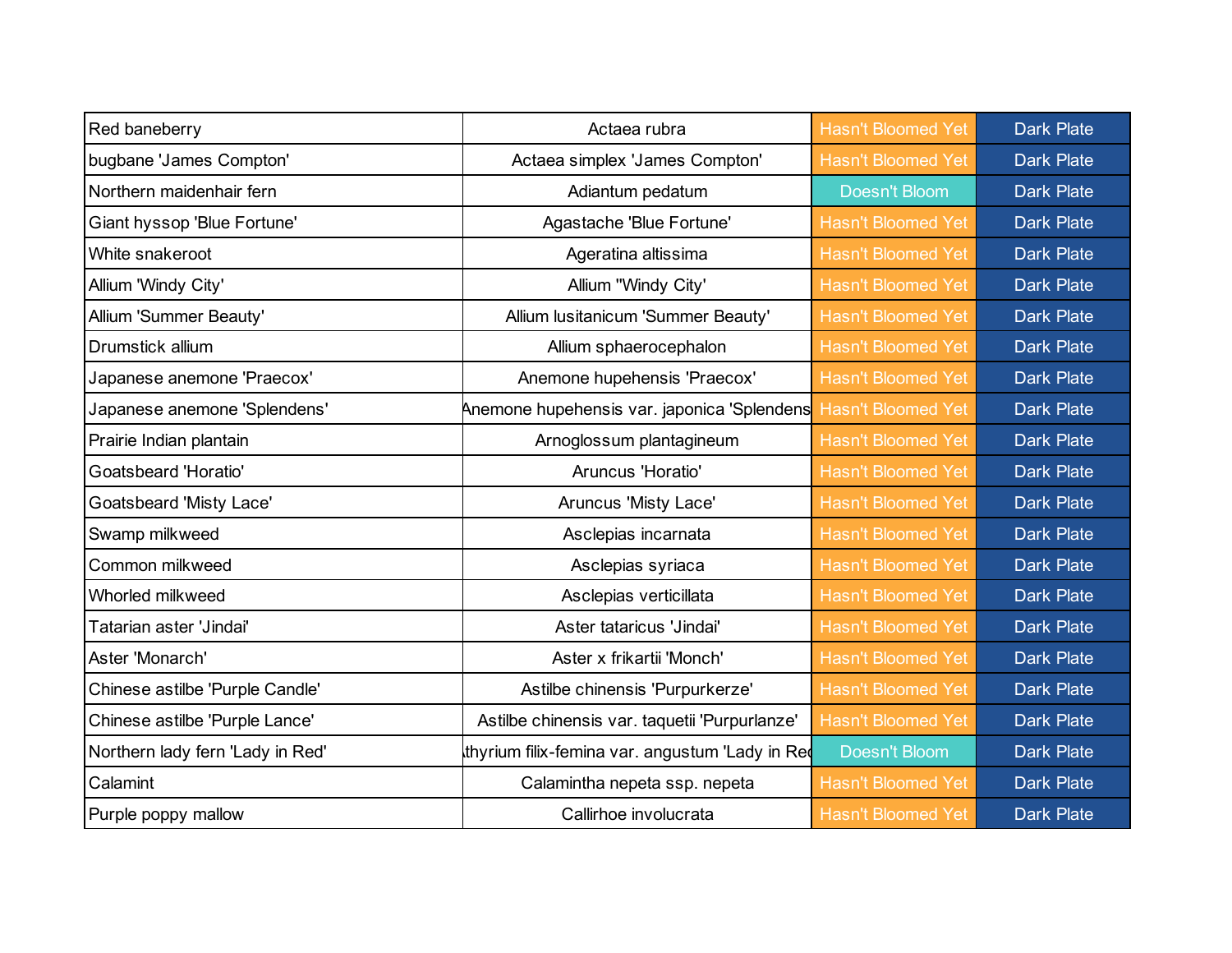| | | | |
|---|---|---|---|
| Red baneberry | Actaea rubra | Hasn't Bloomed Yet | Dark Plate |
| bugbane 'James Compton' | Actaea simplex 'James Compton' | Hasn't Bloomed Yet | Dark Plate |
| Northern maidenhair fern | Adiantum pedatum | Doesn't Bloom | Dark Plate |
| Giant hyssop 'Blue Fortune' | Agastache 'Blue Fortune' | Hasn't Bloomed Yet | Dark Plate |
| White snakeroot | Ageratina altissima | Hasn't Bloomed Yet | Dark Plate |
| Allium 'Windy City' | Allium ''Windy City' | Hasn't Bloomed Yet | Dark Plate |
| Allium 'Summer Beauty' | Allium lusitanicum 'Summer Beauty' | Hasn't Bloomed Yet | Dark Plate |
| Drumstick allium | Allium sphaerocephalon | Hasn't Bloomed Yet | Dark Plate |
| Japanese anemone 'Praecox' | Anemone hupehensis 'Praecox' | Hasn't Bloomed Yet | Dark Plate |
| Japanese anemone 'Splendens' | Anemone hupehensis var. japonica 'Splendens | Hasn't Bloomed Yet | Dark Plate |
| Prairie Indian plantain | Arnoglossum plantagineum | Hasn't Bloomed Yet | Dark Plate |
| Goatsbeard 'Horatio' | Aruncus 'Horatio' | Hasn't Bloomed Yet | Dark Plate |
| Goatsbeard 'Misty Lace' | Aruncus 'Misty Lace' | Hasn't Bloomed Yet | Dark Plate |
| Swamp milkweed | Asclepias incarnata | Hasn't Bloomed Yet | Dark Plate |
| Common milkweed | Asclepias syriaca | Hasn't Bloomed Yet | Dark Plate |
| Whorled milkweed | Asclepias verticillata | Hasn't Bloomed Yet | Dark Plate |
| Tatarian aster 'Jindai' | Aster tataricus 'Jindai' | Hasn't Bloomed Yet | Dark Plate |
| Aster 'Monarch' | Aster x frikartii 'Monch' | Hasn't Bloomed Yet | Dark Plate |
| Chinese astilbe 'Purple Candle' | Astilbe chinensis 'Purpurkerze' | Hasn't Bloomed Yet | Dark Plate |
| Chinese astilbe 'Purple Lance' | Astilbe chinensis var. taquetii 'Purpurlanze' | Hasn't Bloomed Yet | Dark Plate |
| Northern lady fern 'Lady in Red' | thyrium filix-femina var. angustum 'Lady in Rec | Doesn't Bloom | Dark Plate |
| Calamint | Calamintha nepeta ssp. nepeta | Hasn't Bloomed Yet | Dark Plate |
| Purple poppy mallow | Callirhoe involucrata | Hasn't Bloomed Yet | Dark Plate |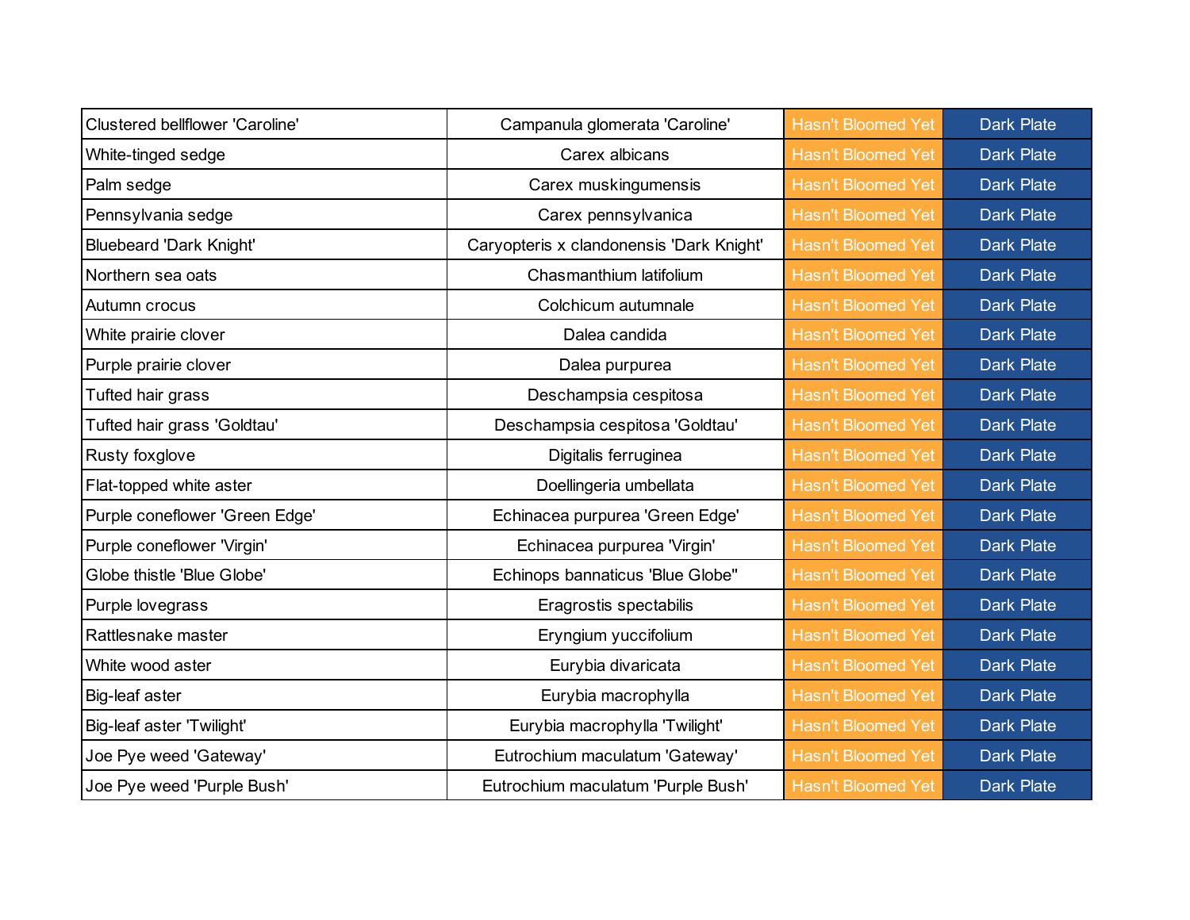| | | | |
|---|---|---|---|
| Clustered bellflower 'Caroline' | Campanula glomerata 'Caroline' | Hasn't Bloomed Yet | Dark Plate |
| White-tinged sedge | Carex albicans | Hasn't Bloomed Yet | Dark Plate |
| Palm sedge | Carex muskingumensis | Hasn't Bloomed Yet | Dark Plate |
| Pennsylvania sedge | Carex pennsylvanica | Hasn't Bloomed Yet | Dark Plate |
| Bluebeard 'Dark Knight' | Caryopteris x clandonensis 'Dark Knight' | Hasn't Bloomed Yet | Dark Plate |
| Northern sea oats | Chasmanthium latifolium | Hasn't Bloomed Yet | Dark Plate |
| Autumn crocus | Colchicum autumnale | Hasn't Bloomed Yet | Dark Plate |
| White prairie clover | Dalea candida | Hasn't Bloomed Yet | Dark Plate |
| Purple prairie clover | Dalea purpurea | Hasn't Bloomed Yet | Dark Plate |
| Tufted hair grass | Deschampsia cespitosa | Hasn't Bloomed Yet | Dark Plate |
| Tufted hair grass 'Goldtau' | Deschampsia cespitosa 'Goldtau' | Hasn't Bloomed Yet | Dark Plate |
| Rusty foxglove | Digitalis ferruginea | Hasn't Bloomed Yet | Dark Plate |
| Flat-topped white aster | Doellingeria umbellata | Hasn't Bloomed Yet | Dark Plate |
| Purple coneflower 'Green Edge' | Echinacea purpurea 'Green Edge' | Hasn't Bloomed Yet | Dark Plate |
| Purple coneflower 'Virgin' | Echinacea purpurea 'Virgin' | Hasn't Bloomed Yet | Dark Plate |
| Globe thistle 'Blue Globe' | Echinops bannaticus 'Blue Globe" | Hasn't Bloomed Yet | Dark Plate |
| Purple lovegrass | Eragrostis spectabilis | Hasn't Bloomed Yet | Dark Plate |
| Rattlesnake master | Eryngium yuccifolium | Hasn't Bloomed Yet | Dark Plate |
| White wood aster | Eurybia divaricata | Hasn't Bloomed Yet | Dark Plate |
| Big-leaf aster | Eurybia macrophylla | Hasn't Bloomed Yet | Dark Plate |
| Big-leaf aster 'Twilight' | Eurybia macrophylla 'Twilight' | Hasn't Bloomed Yet | Dark Plate |
| Joe Pye weed 'Gateway' | Eutrochium maculatum 'Gateway' | Hasn't Bloomed Yet | Dark Plate |
| Joe Pye weed 'Purple Bush' | Eutrochium maculatum 'Purple Bush' | Hasn't Bloomed Yet | Dark Plate |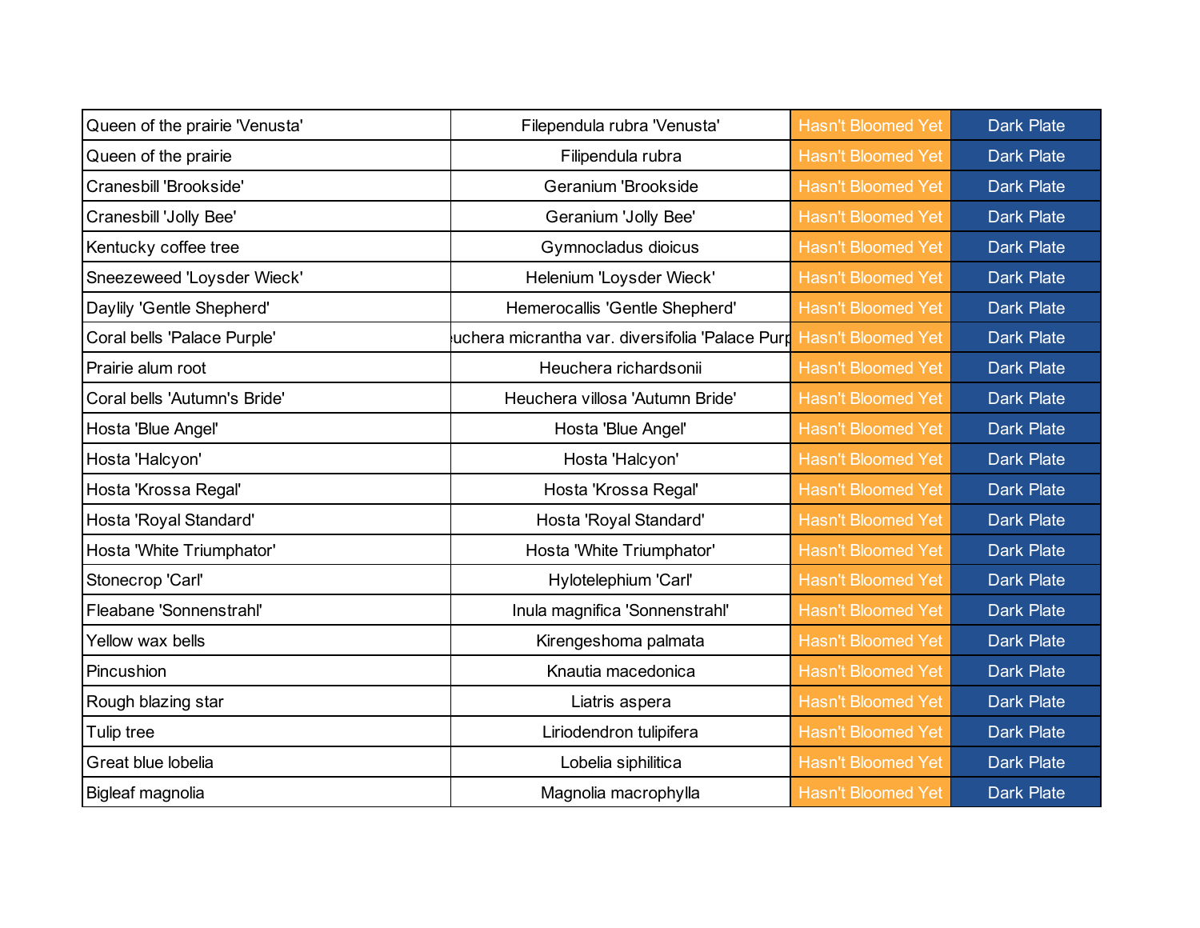| | | | |
|---|---|---|---|
| Queen of the prairie 'Venusta' | Filependula rubra 'Venusta' | Hasn't Bloomed Yet | Dark Plate |
| Queen of the prairie | Filipendula rubra | Hasn't Bloomed Yet | Dark Plate |
| Cranesbill 'Brookside' | Geranium 'Brookside | Hasn't Bloomed Yet | Dark Plate |
| Cranesbill 'Jolly Bee' | Geranium 'Jolly Bee' | Hasn't Bloomed Yet | Dark Plate |
| Kentucky coffee tree | Gymnocladus dioicus | Hasn't Bloomed Yet | Dark Plate |
| Sneezeweed 'Loysder Wieck' | Helenium 'Loysder Wieck' | Hasn't Bloomed Yet | Dark Plate |
| Daylily 'Gentle Shepherd' | Hemerocallis 'Gentle Shepherd' | Hasn't Bloomed Yet | Dark Plate |
| Coral bells 'Palace Purple' | euchera micrantha var. diversifolia 'Palace Purp | Hasn't Bloomed Yet | Dark Plate |
| Prairie alum root | Heuchera richardsonii | Hasn't Bloomed Yet | Dark Plate |
| Coral bells 'Autumn's Bride' | Heuchera villosa 'Autumn Bride' | Hasn't Bloomed Yet | Dark Plate |
| Hosta 'Blue Angel' | Hosta 'Blue Angel' | Hasn't Bloomed Yet | Dark Plate |
| Hosta 'Halcyon' | Hosta 'Halcyon' | Hasn't Bloomed Yet | Dark Plate |
| Hosta 'Krossa Regal' | Hosta 'Krossa Regal' | Hasn't Bloomed Yet | Dark Plate |
| Hosta 'Royal Standard' | Hosta 'Royal Standard' | Hasn't Bloomed Yet | Dark Plate |
| Hosta 'White Triumphator' | Hosta 'White Triumphator' | Hasn't Bloomed Yet | Dark Plate |
| Stonecrop 'Carl' | Hylotelephium 'Carl' | Hasn't Bloomed Yet | Dark Plate |
| Fleabane 'Sonnenstrahl' | Inula magnifica 'Sonnenstrahl' | Hasn't Bloomed Yet | Dark Plate |
| Yellow wax bells | Kirengeshoma palmata | Hasn't Bloomed Yet | Dark Plate |
| Pincushion | Knautia macedonica | Hasn't Bloomed Yet | Dark Plate |
| Rough blazing star | Liatris aspera | Hasn't Bloomed Yet | Dark Plate |
| Tulip tree | Liriodendron tulipifera | Hasn't Bloomed Yet | Dark Plate |
| Great blue lobelia | Lobelia siphilitica | Hasn't Bloomed Yet | Dark Plate |
| Bigleaf magnolia | Magnolia macrophylla | Hasn't Bloomed Yet | Dark Plate |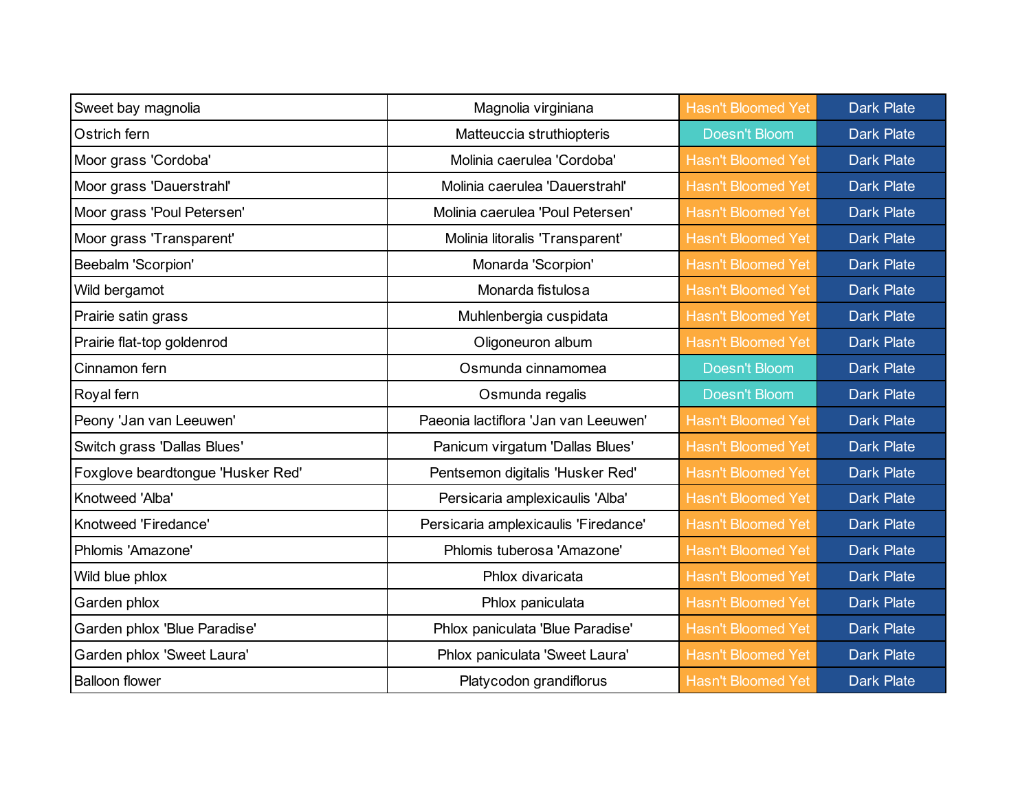| | | | |
|---|---|---|---|
| Sweet bay magnolia | Magnolia virginiana | Hasn't Bloomed Yet | Dark Plate |
| Ostrich fern | Matteuccia struthiopteris | Doesn't Bloom | Dark Plate |
| Moor grass 'Cordoba' | Molinia caerulea 'Cordoba' | Hasn't Bloomed Yet | Dark Plate |
| Moor grass 'Dauerstrahl' | Molinia caerulea 'Dauerstrahl' | Hasn't Bloomed Yet | Dark Plate |
| Moor grass 'Poul Petersen' | Molinia caerulea 'Poul Petersen' | Hasn't Bloomed Yet | Dark Plate |
| Moor grass 'Transparent' | Molinia litoralis 'Transparent' | Hasn't Bloomed Yet | Dark Plate |
| Beebalm 'Scorpion' | Monarda 'Scorpion' | Hasn't Bloomed Yet | Dark Plate |
| Wild bergamot | Monarda fistulosa | Hasn't Bloomed Yet | Dark Plate |
| Prairie satin grass | Muhlenbergia cuspidata | Hasn't Bloomed Yet | Dark Plate |
| Prairie flat-top goldenrod | Oligoneuron album | Hasn't Bloomed Yet | Dark Plate |
| Cinnamon fern | Osmunda cinnamomea | Doesn't Bloom | Dark Plate |
| Royal fern | Osmunda regalis | Doesn't Bloom | Dark Plate |
| Peony 'Jan van Leeuwen' | Paeonia lactiflora 'Jan van Leeuwen' | Hasn't Bloomed Yet | Dark Plate |
| Switch grass 'Dallas Blues' | Panicum virgatum 'Dallas Blues' | Hasn't Bloomed Yet | Dark Plate |
| Foxglove beardtongue 'Husker Red' | Pentsemon digitalis 'Husker Red' | Hasn't Bloomed Yet | Dark Plate |
| Knotweed 'Alba' | Persicaria amplexicaulis 'Alba' | Hasn't Bloomed Yet | Dark Plate |
| Knotweed 'Firedance' | Persicaria amplexicaulis 'Firedance' | Hasn't Bloomed Yet | Dark Plate |
| Phlomis 'Amazone' | Phlomis tuberosa 'Amazone' | Hasn't Bloomed Yet | Dark Plate |
| Wild blue phlox | Phlox divaricata | Hasn't Bloomed Yet | Dark Plate |
| Garden phlox | Phlox paniculata | Hasn't Bloomed Yet | Dark Plate |
| Garden phlox 'Blue Paradise' | Phlox paniculata 'Blue Paradise' | Hasn't Bloomed Yet | Dark Plate |
| Garden phlox 'Sweet Laura' | Phlox paniculata 'Sweet Laura' | Hasn't Bloomed Yet | Dark Plate |
| Balloon flower | Platycodon grandiflorus | Hasn't Bloomed Yet | Dark Plate |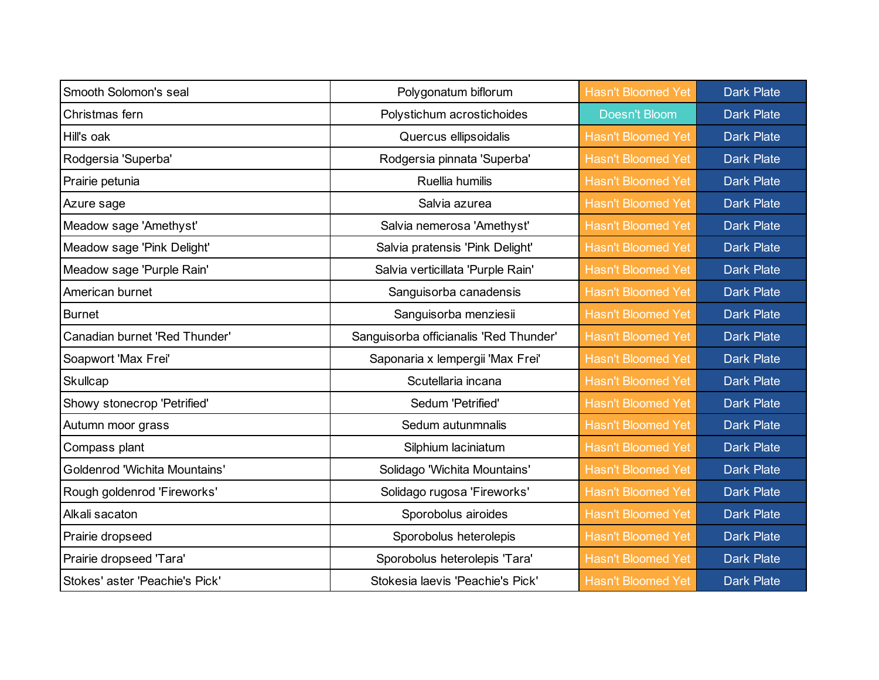| | | | |
|---|---|---|---|
| Smooth Solomon's seal | Polygonatum biflorum | Hasn't Bloomed Yet | Dark Plate |
| Christmas fern | Polystichum acrostichoides | Doesn't Bloom | Dark Plate |
| Hill's oak | Quercus ellipsoidalis | Hasn't Bloomed Yet | Dark Plate |
| Rodgersia 'Superba' | Rodgersia pinnata 'Superba' | Hasn't Bloomed Yet | Dark Plate |
| Prairie petunia | Ruellia humilis | Hasn't Bloomed Yet | Dark Plate |
| Azure sage | Salvia azurea | Hasn't Bloomed Yet | Dark Plate |
| Meadow sage 'Amethyst' | Salvia nemerosa 'Amethyst' | Hasn't Bloomed Yet | Dark Plate |
| Meadow sage 'Pink Delight' | Salvia pratensis 'Pink Delight' | Hasn't Bloomed Yet | Dark Plate |
| Meadow sage 'Purple Rain' | Salvia verticillata 'Purple Rain' | Hasn't Bloomed Yet | Dark Plate |
| American burnet | Sanguisorba canadensis | Hasn't Bloomed Yet | Dark Plate |
| Burnet | Sanguisorba menziesii | Hasn't Bloomed Yet | Dark Plate |
| Canadian burnet 'Red Thunder' | Sanguisorba officianalis 'Red Thunder' | Hasn't Bloomed Yet | Dark Plate |
| Soapwort 'Max Frei' | Saponaria x lempergii 'Max Frei' | Hasn't Bloomed Yet | Dark Plate |
| Skullcap | Scutellaria incana | Hasn't Bloomed Yet | Dark Plate |
| Showy stonecrop 'Petrified' | Sedum 'Petrified' | Hasn't Bloomed Yet | Dark Plate |
| Autumn moor grass | Sedum autunmnalis | Hasn't Bloomed Yet | Dark Plate |
| Compass plant | Silphium laciniatum | Hasn't Bloomed Yet | Dark Plate |
| Goldenrod 'Wichita Mountains' | Solidago 'Wichita Mountains' | Hasn't Bloomed Yet | Dark Plate |
| Rough goldenrod 'Fireworks' | Solidago rugosa 'Fireworks' | Hasn't Bloomed Yet | Dark Plate |
| Alkali sacaton | Sporobolus airoides | Hasn't Bloomed Yet | Dark Plate |
| Prairie dropseed | Sporobolus heterolepis | Hasn't Bloomed Yet | Dark Plate |
| Prairie dropseed 'Tara' | Sporobolus heterolepis 'Tara' | Hasn't Bloomed Yet | Dark Plate |
| Stokes' aster 'Peachie's Pick' | Stokesia laevis 'Peachie's Pick' | Hasn't Bloomed Yet | Dark Plate |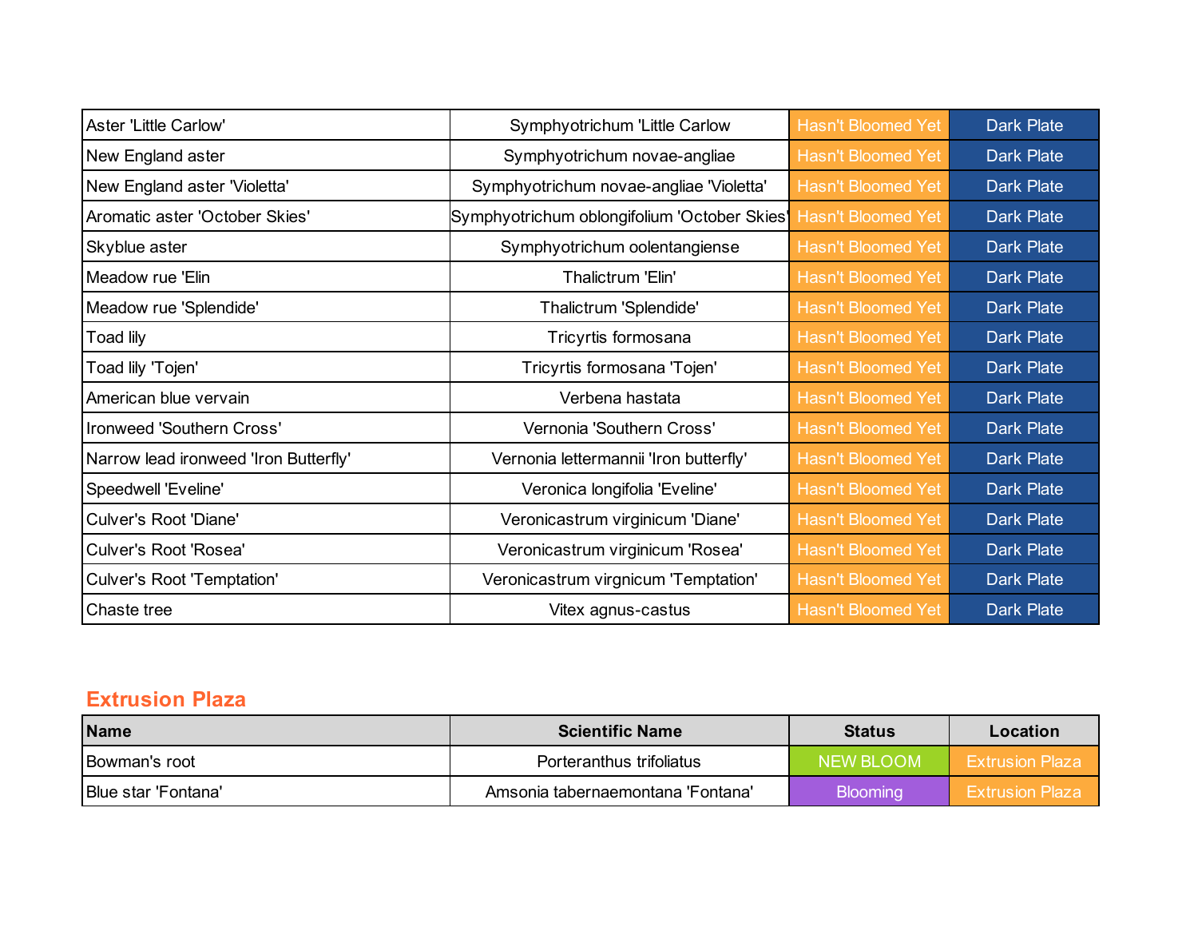| | | | |
|---|---|---|---|
| Aster 'Little Carlow' | Symphyotrichum 'Little Carlow | Hasn't Bloomed Yet | Dark Plate |
| New England aster | Symphyotrichum novae-angliae | Hasn't Bloomed Yet | Dark Plate |
| New England aster 'Violetta' | Symphyotrichum novae-angliae 'Violetta' | Hasn't Bloomed Yet | Dark Plate |
| Aromatic aster 'October Skies' | Symphyotrichum oblongifolium 'October Skies' | Hasn't Bloomed Yet | Dark Plate |
| Skyblue aster | Symphyotrichum oolentangiense | Hasn't Bloomed Yet | Dark Plate |
| Meadow rue 'Elin | Thalictrum 'Elin' | Hasn't Bloomed Yet | Dark Plate |
| Meadow rue 'Splendide' | Thalictrum 'Splendide' | Hasn't Bloomed Yet | Dark Plate |
| Toad lily | Tricyrtis formosana | Hasn't Bloomed Yet | Dark Plate |
| Toad lily 'Tojen' | Tricyrtis formosana 'Tojen' | Hasn't Bloomed Yet | Dark Plate |
| American blue vervain | Verbena hastata | Hasn't Bloomed Yet | Dark Plate |
| Ironweed 'Southern Cross' | Vernonia 'Southern Cross' | Hasn't Bloomed Yet | Dark Plate |
| Narrow lead ironweed 'Iron Butterfly' | Vernonia lettermannii 'Iron butterfly' | Hasn't Bloomed Yet | Dark Plate |
| Speedwell 'Eveline' | Veronica longifolia 'Eveline' | Hasn't Bloomed Yet | Dark Plate |
| Culver's Root 'Diane' | Veronicastrum virginicum 'Diane' | Hasn't Bloomed Yet | Dark Plate |
| Culver's Root 'Rosea' | Veronicastrum virginicum 'Rosea' | Hasn't Bloomed Yet | Dark Plate |
| Culver's Root 'Temptation' | Veronicastrum virgnicum 'Temptation' | Hasn't Bloomed Yet | Dark Plate |
| Chaste tree | Vitex agnus-castus | Hasn't Bloomed Yet | Dark Plate |

## Extrusion Plaza

| Name | Scientific Name | Status | Location |
|---|---|---|---|
| Bowman's root | Porteranthus trifoliatus | NEW BLOOM | Extrusion Plaza |
| Blue star 'Fontana' | Amsonia tabernaemontana 'Fontana' | Blooming | Extrusion Plaza |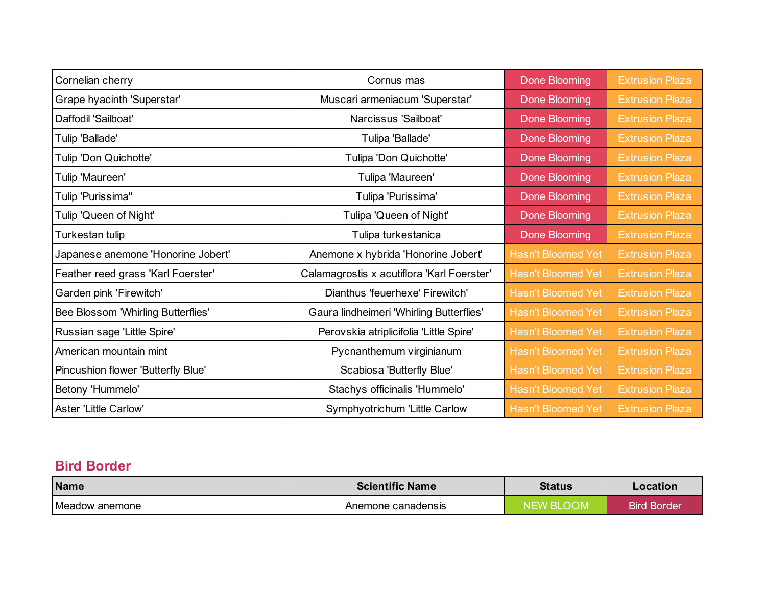| | | | |
|---|---|---|---|
| Cornelian cherry | Cornus mas | Done Blooming | Extrusion Plaza |
| Grape hyacinth 'Superstar' | Muscari armeniacum 'Superstar' | Done Blooming | Extrusion Plaza |
| Daffodil 'Sailboat' | Narcissus 'Sailboat' | Done Blooming | Extrusion Plaza |
| Tulip 'Ballade' | Tulipa 'Ballade' | Done Blooming | Extrusion Plaza |
| Tulip 'Don Quichotte' | Tulipa 'Don Quichotte' | Done Blooming | Extrusion Plaza |
| Tulip 'Maureen' | Tulipa 'Maureen' | Done Blooming | Extrusion Plaza |
| Tulip 'Purissima'' | Tulipa 'Purissima' | Done Blooming | Extrusion Plaza |
| Tulip 'Queen of Night' | Tulipa 'Queen of Night' | Done Blooming | Extrusion Plaza |
| Turkestan tulip | Tulipa turkestanica | Done Blooming | Extrusion Plaza |
| Japanese anemone 'Honorine Jobert' | Anemone x hybrida 'Honorine Jobert' | Hasn't Bloomed Yet | Extrusion Plaza |
| Feather reed grass 'Karl Foerster' | Calamagrostis x acutiflora 'Karl Foerster' | Hasn't Bloomed Yet | Extrusion Plaza |
| Garden pink 'Firewitch' | Dianthus 'feuerhexe' Firewitch' | Hasn't Bloomed Yet | Extrusion Plaza |
| Bee Blossom 'Whirling Butterflies' | Gaura lindheimeri 'Whirling Butterflies' | Hasn't Bloomed Yet | Extrusion Plaza |
| Russian sage 'Little Spire' | Perovskia atriplicifolia 'Little Spire' | Hasn't Bloomed Yet | Extrusion Plaza |
| American mountain mint | Pycnanthemum virginianum | Hasn't Bloomed Yet | Extrusion Plaza |
| Pincushion flower 'Butterfly Blue' | Scabiosa 'Butterfly Blue' | Hasn't Bloomed Yet | Extrusion Plaza |
| Betony 'Hummelo' | Stachys officinalis 'Hummelo' | Hasn't Bloomed Yet | Extrusion Plaza |
| Aster 'Little Carlow' | Symphyotrichum 'Little Carlow | Hasn't Bloomed Yet | Extrusion Plaza |

## Bird Border

| Name | Scientific Name | Status | Location |
|---|---|---|---|
| Meadow anemone | Anemone canadensis | NEW BLOOM | Bird Border |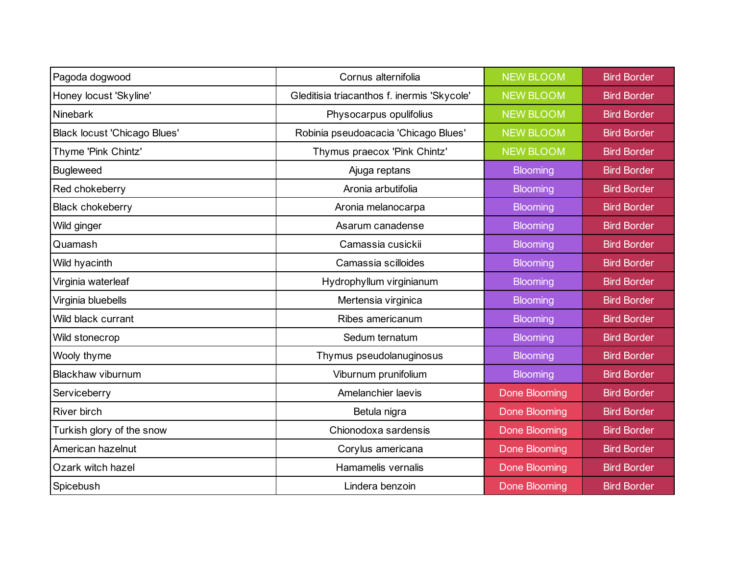| | | | |
|---|---|---|---|
| Pagoda dogwood | Cornus alternifolia | NEW BLOOM | Bird Border |
| Honey locust 'Skyline' | Gleditisia triacanthos f. inermis 'Skycole' | NEW BLOOM | Bird Border |
| Ninebark | Physocarpus opulifolius | NEW BLOOM | Bird Border |
| Black locust 'Chicago Blues' | Robinia pseudoacacia 'Chicago Blues' | NEW BLOOM | Bird Border |
| Thyme 'Pink Chintz' | Thymus praecox 'Pink Chintz' | NEW BLOOM | Bird Border |
| Bugleweed | Ajuga reptans | Blooming | Bird Border |
| Red chokeberry | Aronia arbutifolia | Blooming | Bird Border |
| Black chokeberry | Aronia melanocarpa | Blooming | Bird Border |
| Wild ginger | Asarum canadense | Blooming | Bird Border |
| Quamash | Camassia cusickii | Blooming | Bird Border |
| Wild hyacinth | Camassia scilloides | Blooming | Bird Border |
| Virginia waterleaf | Hydrophyllum virginianum | Blooming | Bird Border |
| Virginia bluebells | Mertensia virginica | Blooming | Bird Border |
| Wild black currant | Ribes americanum | Blooming | Bird Border |
| Wild stonecrop | Sedum ternatum | Blooming | Bird Border |
| Wooly thyme | Thymus pseudolanuginosus | Blooming | Bird Border |
| Blackhaw viburnum | Viburnum prunifolium | Blooming | Bird Border |
| Serviceberry | Amelanchier laevis | Done Blooming | Bird Border |
| River birch | Betula nigra | Done Blooming | Bird Border |
| Turkish glory of the snow | Chionodoxa sardensis | Done Blooming | Bird Border |
| American hazelnut | Corylus americana | Done Blooming | Bird Border |
| Ozark witch hazel | Hamamelis vernalis | Done Blooming | Bird Border |
| Spicebush | Lindera benzoin | Done Blooming | Bird Border |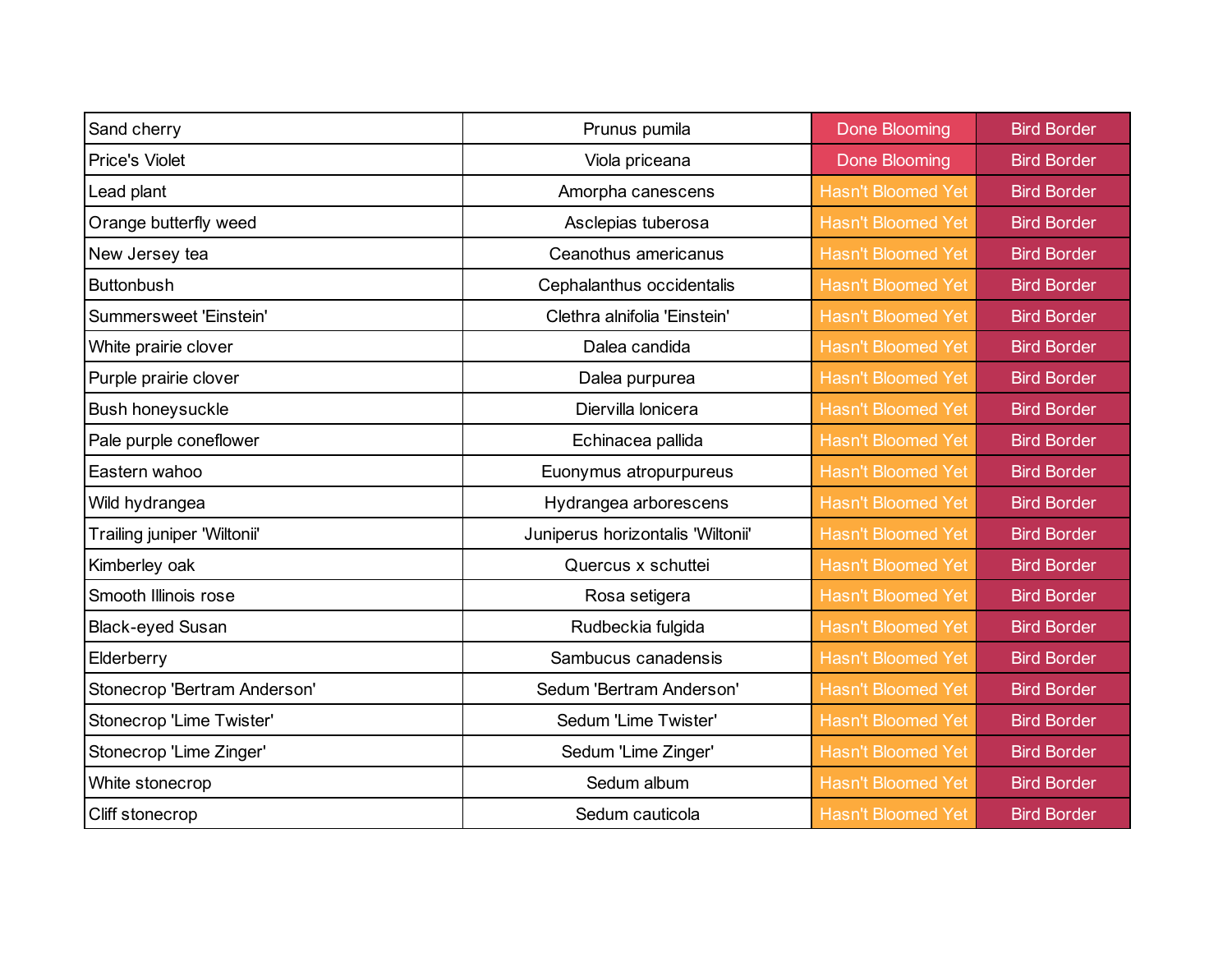| | | | |
|---|---|---|---|
| Sand cherry | Prunus pumila | Done Blooming | Bird Border |
| Price's Violet | Viola priceana | Done Blooming | Bird Border |
| Lead plant | Amorpha canescens | Hasn't Bloomed Yet | Bird Border |
| Orange butterfly weed | Asclepias tuberosa | Hasn't Bloomed Yet | Bird Border |
| New Jersey tea | Ceanothus americanus | Hasn't Bloomed Yet | Bird Border |
| Buttonbush | Cephalanthus occidentalis | Hasn't Bloomed Yet | Bird Border |
| Summersweet 'Einstein' | Clethra alnifolia 'Einstein' | Hasn't Bloomed Yet | Bird Border |
| White prairie clover | Dalea candida | Hasn't Bloomed Yet | Bird Border |
| Purple prairie clover | Dalea purpurea | Hasn't Bloomed Yet | Bird Border |
| Bush honeysuckle | Diervilla lonicera | Hasn't Bloomed Yet | Bird Border |
| Pale purple coneflower | Echinacea pallida | Hasn't Bloomed Yet | Bird Border |
| Eastern wahoo | Euonymus atropurpureus | Hasn't Bloomed Yet | Bird Border |
| Wild hydrangea | Hydrangea arborescens | Hasn't Bloomed Yet | Bird Border |
| Trailing juniper 'Wiltonii' | Juniperus horizontalis 'Wiltonii' | Hasn't Bloomed Yet | Bird Border |
| Kimberley oak | Quercus x schuttei | Hasn't Bloomed Yet | Bird Border |
| Smooth Illinois rose | Rosa setigera | Hasn't Bloomed Yet | Bird Border |
| Black-eyed Susan | Rudbeckia fulgida | Hasn't Bloomed Yet | Bird Border |
| Elderberry | Sambucus canadensis | Hasn't Bloomed Yet | Bird Border |
| Stonecrop 'Bertram Anderson' | Sedum 'Bertram Anderson' | Hasn't Bloomed Yet | Bird Border |
| Stonecrop 'Lime Twister' | Sedum 'Lime Twister' | Hasn't Bloomed Yet | Bird Border |
| Stonecrop 'Lime Zinger' | Sedum 'Lime Zinger' | Hasn't Bloomed Yet | Bird Border |
| White stonecrop | Sedum album | Hasn't Bloomed Yet | Bird Border |
| Cliff stonecrop | Sedum cauticola | Hasn't Bloomed Yet | Bird Border |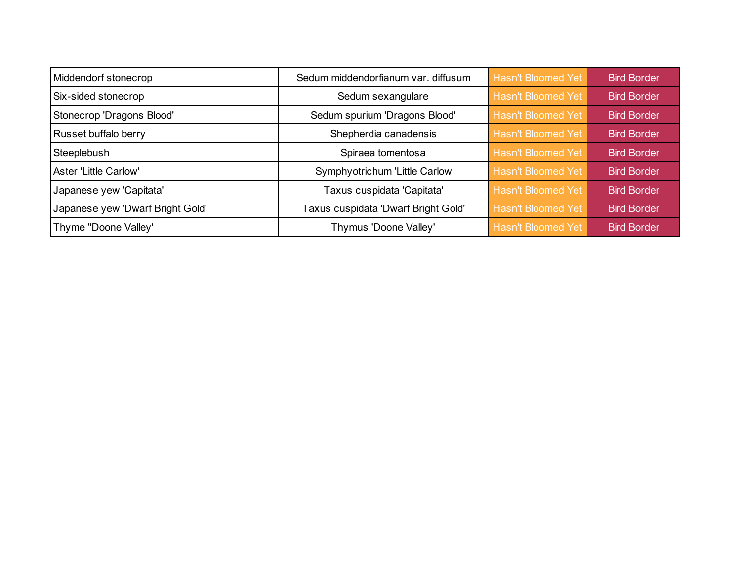| | | | |
|---|---|---|---|
| Middendorf stonecrop | Sedum middendorfianum var. diffusum | Hasn't Bloomed Yet | Bird Border |
| Six-sided stonecrop | Sedum sexangulare | Hasn't Bloomed Yet | Bird Border |
| Stonecrop 'Dragons Blood' | Sedum spurium 'Dragons Blood' | Hasn't Bloomed Yet | Bird Border |
| Russet buffalo berry | Shepherdia canadensis | Hasn't Bloomed Yet | Bird Border |
| Steeplebush | Spiraea tomentosa | Hasn't Bloomed Yet | Bird Border |
| Aster 'Little Carlow' | Symphyotrichum 'Little Carlow | Hasn't Bloomed Yet | Bird Border |
| Japanese yew 'Capitata' | Taxus cuspidata 'Capitata' | Hasn't Bloomed Yet | Bird Border |
| Japanese yew 'Dwarf Bright Gold' | Taxus cuspidata 'Dwarf Bright Gold' | Hasn't Bloomed Yet | Bird Border |
| Thyme "Doone Valley' | Thymus 'Doone Valley' | Hasn't Bloomed Yet | Bird Border |